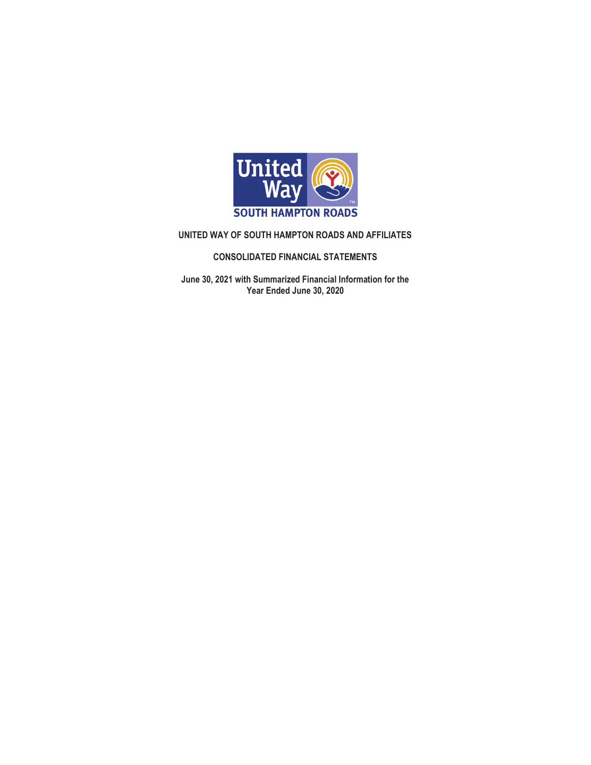**UNITED WAY OF SOUTH HAMPTON ROADS AND AFFILIATES**

**CONSOLIDATED FINANCIAL STATEMENTS**

**June 30, 2021 with Summarized Financial Information for the Year Ended June 30, 2020**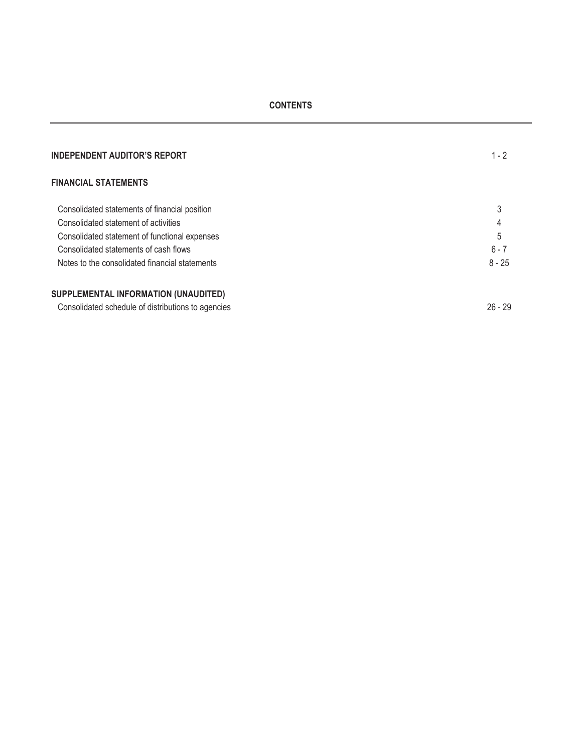# CONTENTS

| | |
|---|---|
| **INDEPENDENT AUDITOR'S REPORT** | 1 - 2 |
| **FINANCIAL STATEMENTS** | |
| Consolidated statements of financial position | 3 |
| Consolidated statement of activities | 4 |
| Consolidated statement of functional expenses | 5 |
| Consolidated statements of cash flows | 6 - 7 |
| Notes to the consolidated financial statements | 8 - 25 |
| **SUPPLEMENTAL INFORMATION (UNAUDITED)** | |
| Consolidated schedule of distributions to agencies | 26 - 29 |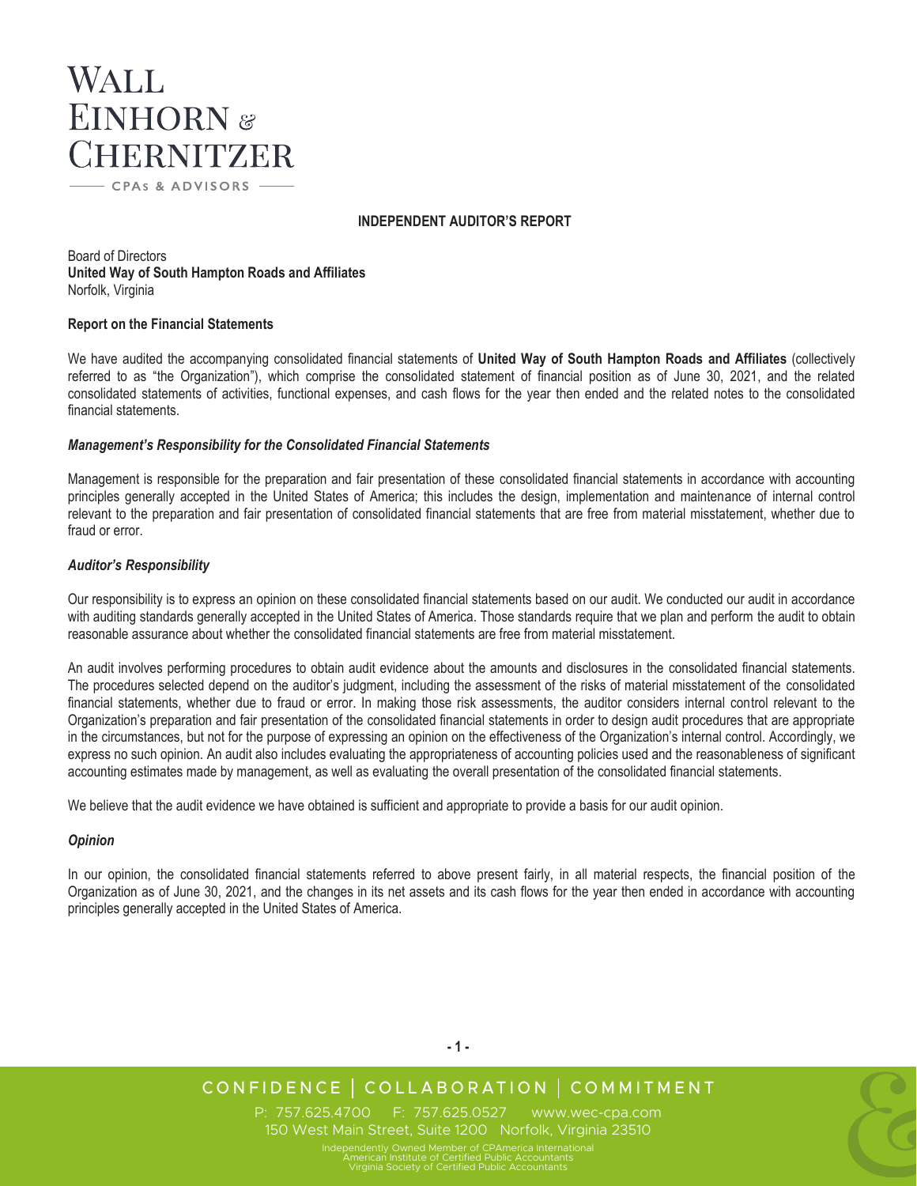# WALL EINHORN & CHERNITZER

CPAs & ADVISORS

## INDEPENDENT AUDITOR'S REPORT

Board of Directors
**United Way of South Hampton Roads and Affiliates**
Norfolk, Virginia

**Report on the Financial Statements**

We have audited the accompanying consolidated financial statements of **United Way of South Hampton Roads and Affiliates** (collectively referred to as "the Organization"), which comprise the consolidated statement of financial position as of June 30, 2021, and the related consolidated statements of activities, functional expenses, and cash flows for the year then ended and the related notes to the consolidated financial statements.

***Management's Responsibility for the Consolidated Financial Statements***

Management is responsible for the preparation and fair presentation of these consolidated financial statements in accordance with accounting principles generally accepted in the United States of America; this includes the design, implementation and maintenance of internal control relevant to the preparation and fair presentation of consolidated financial statements that are free from material misstatement, whether due to fraud or error.

***Auditor's Responsibility***

Our responsibility is to express an opinion on these consolidated financial statements based on our audit. We conducted our audit in accordance with auditing standards generally accepted in the United States of America. Those standards require that we plan and perform the audit to obtain reasonable assurance about whether the consolidated financial statements are free from material misstatement.

An audit involves performing procedures to obtain audit evidence about the amounts and disclosures in the consolidated financial statements. The procedures selected depend on the auditor's judgment, including the assessment of the risks of material misstatement of the consolidated financial statements, whether due to fraud or error. In making those risk assessments, the auditor considers internal control relevant to the Organization's preparation and fair presentation of the consolidated financial statements in order to design audit procedures that are appropriate in the circumstances, but not for the purpose of expressing an opinion on the effectiveness of the Organization's internal control. Accordingly, we express no such opinion. An audit also includes evaluating the appropriateness of accounting policies used and the reasonableness of significant accounting estimates made by management, as well as evaluating the overall presentation of the consolidated financial statements.

We believe that the audit evidence we have obtained is sufficient and appropriate to provide a basis for our audit opinion.

***Opinion***

In our opinion, the consolidated financial statements referred to above present fairly, in all material respects, the financial position of the Organization as of June 30, 2021, and the changes in its net assets and its cash flows for the year then ended in accordance with accounting principles generally accepted in the United States of America.

CONFIDENCE | COLLABORATION | COMMITMENT

P: 757.625.4700 F: 757.625.0527 www.wec-cpa.com
150 West Main Street, Suite 1200 Norfolk, Virginia 23510

Independently Owned Member of CPAmerica International
American Institute of Certified Public Accountants
Virginia Society of Certified Public Accountants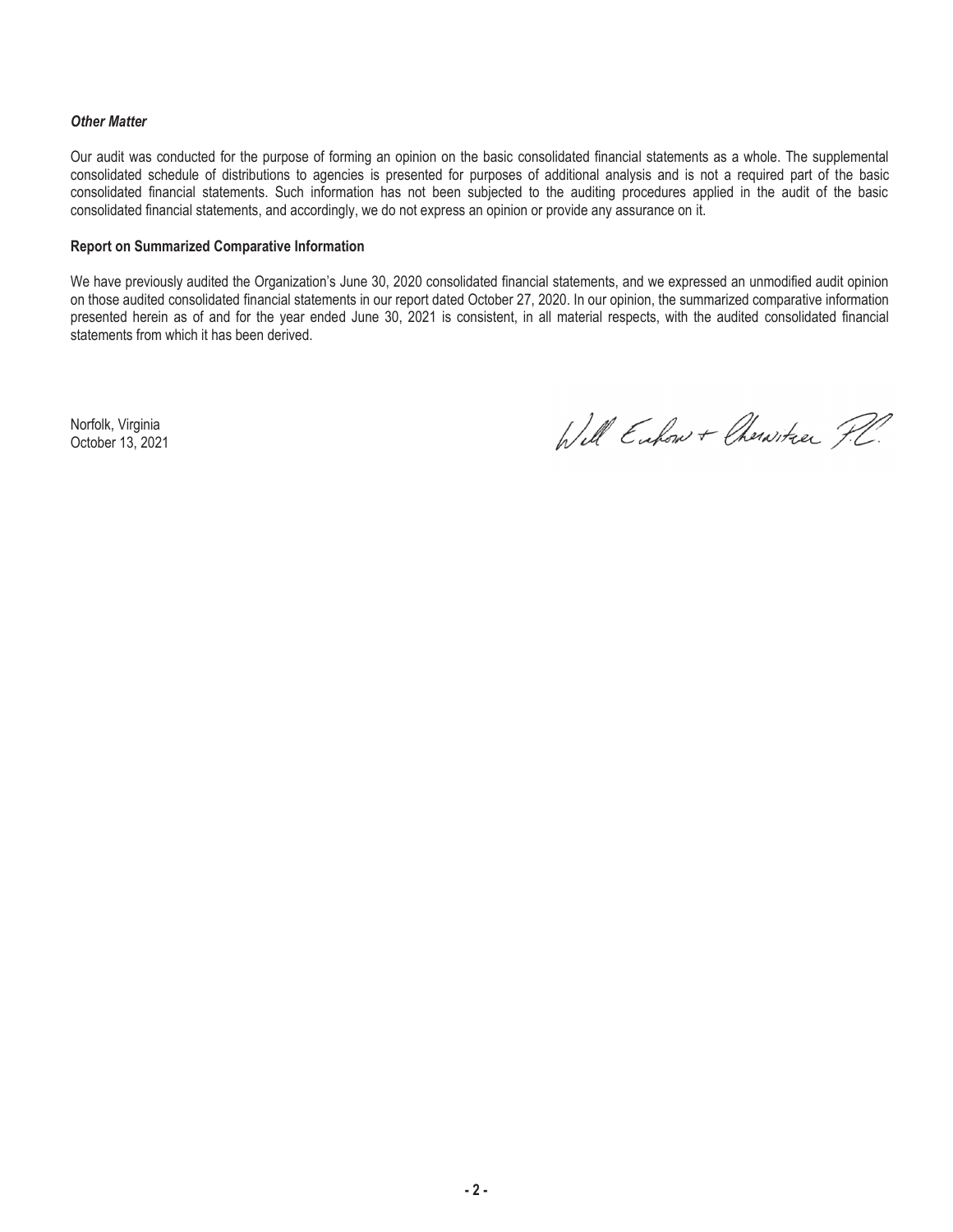***Other Matter***

Our audit was conducted for the purpose of forming an opinion on the basic consolidated financial statements as a whole. The supplemental consolidated schedule of distributions to agencies is presented for purposes of additional analysis and is not a required part of the basic consolidated financial statements. Such information has not been subjected to the auditing procedures applied in the audit of the basic consolidated financial statements, and accordingly, we do not express an opinion or provide any assurance on it.

**Report on Summarized Comparative Information**

We have previously audited the Organization's June 30, 2020 consolidated financial statements, and we expressed an unmodified audit opinion on those audited consolidated financial statements in our report dated October 27, 2020. In our opinion, the summarized comparative information presented herein as of and for the year ended June 30, 2021 is consistent, in all material respects, with the audited consolidated financial statements from which it has been derived.

Norfolk, Virginia
October 13, 2021

Will Eukow + Chewitter P.C.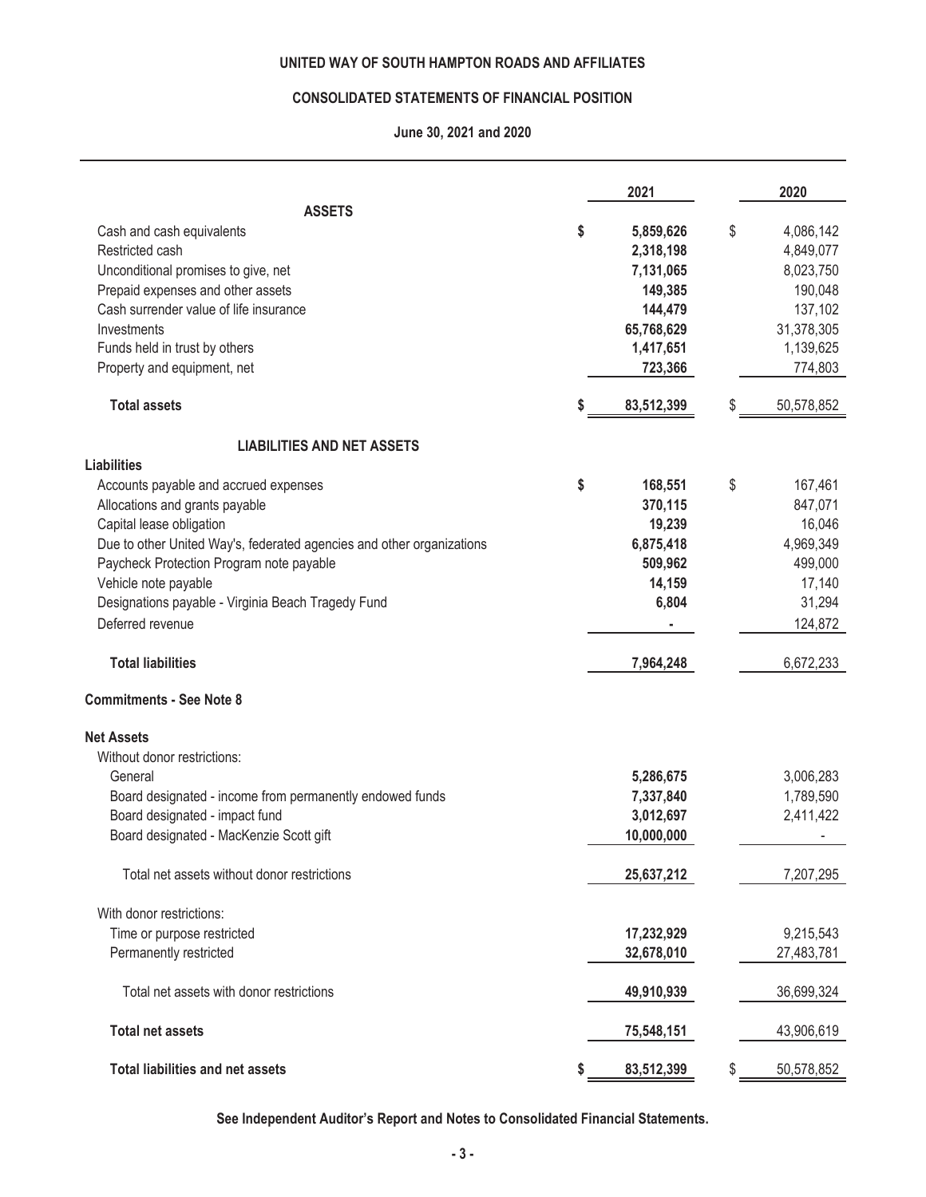# UNITED WAY OF SOUTH HAMPTON ROADS AND AFFILIATES

## CONSOLIDATED STATEMENTS OF FINANCIAL POSITION

### June 30, 2021 and 2020

| | 2021 | 2020 |
|---|---|---|
| **ASSETS** | | |
| Cash and cash equivalents | $ 5,859,626 | $ 4,086,142 |
| Restricted cash | 2,318,198 | 4,849,077 |
| Unconditional promises to give, net | 7,131,065 | 8,023,750 |
| Prepaid expenses and other assets | 149,385 | 190,048 |
| Cash surrender value of life insurance | 144,479 | 137,102 |
| Investments | 65,768,629 | 31,378,305 |
| Funds held in trust by others | 1,417,651 | 1,139,625 |
| Property and equipment, net | 723,366 | 774,803 |
| **Total assets** | $ 83,512,399 | $ 50,578,852 |
| **LIABILITIES AND NET ASSETS** | | |
| **Liabilities** | | |
| Accounts payable and accrued expenses | $ 168,551 | $ 167,461 |
| Allocations and grants payable | 370,115 | 847,071 |
| Capital lease obligation | 19,239 | 16,046 |
| Due to other United Way's, federated agencies and other organizations | 6,875,418 | 4,969,349 |
| Paycheck Protection Program note payable | 509,962 | 499,000 |
| Vehicle note payable | 14,159 | 17,140 |
| Designations payable - Virginia Beach Tragedy Fund | 6,804 | 31,294 |
| Deferred revenue | - | 124,872 |
| **Total liabilities** | 7,964,248 | 6,672,233 |
| **Commitments - See Note 8** | | |
| **Net Assets** | | |
| Without donor restrictions: | | |
| General | 5,286,675 | 3,006,283 |
| Board designated - income from permanently endowed funds | 7,337,840 | 1,789,590 |
| Board designated - impact fund | 3,012,697 | 2,411,422 |
| Board designated - MacKenzie Scott gift | 10,000,000 | - |
| Total net assets without donor restrictions | 25,637,212 | 7,207,295 |
| With donor restrictions: | | |
| Time or purpose restricted | 17,232,929 | 9,215,543 |
| Permanently restricted | 32,678,010 | 27,483,781 |
| Total net assets with donor restrictions | 49,910,939 | 36,699,324 |
| **Total net assets** | 75,548,151 | 43,906,619 |
| **Total liabilities and net assets** | $ 83,512,399 | $ 50,578,852 |

**See Independent Auditor's Report and Notes to Consolidated Financial Statements.**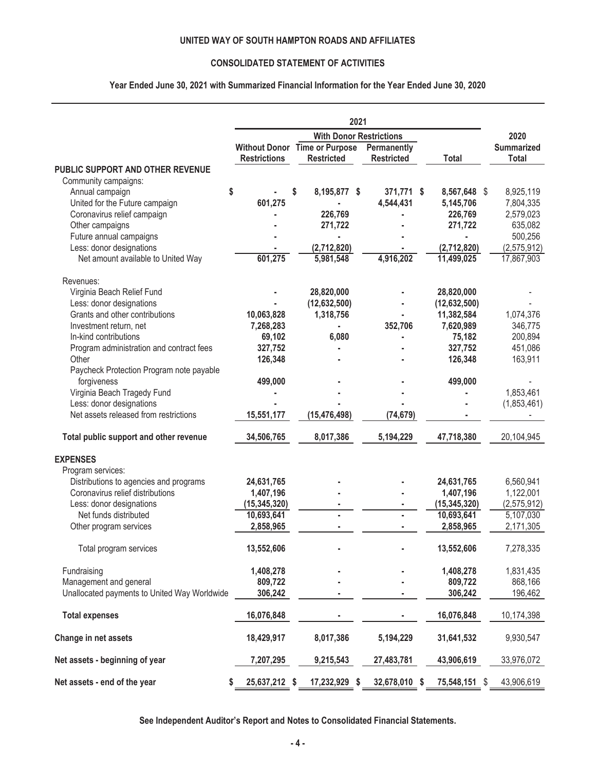# UNITED WAY OF SOUTH HAMPTON ROADS AND AFFILIATES

## CONSOLIDATED STATEMENT OF ACTIVITIES

### Year Ended June 30, 2021 with Summarized Financial Information for the Year Ended June 30, 2020

| | 2021 | | | | 2020 |
|---|---|---|---|---|---|
| | | With Donor Restrictions | | | |
| | Without Donor Restrictions | Time or Purpose Restricted | Permanently Restricted | Total | Summarized Total |
| **PUBLIC SUPPORT AND OTHER REVENUE** | | | | | |
| Community campaigns: | | | | | |
| Annual campaign | $ - | $ 8,195,877 | $ 371,771 | $ 8,567,648 | $ 8,925,119 |
| United for the Future campaign | 601,275 | - | 4,544,431 | 5,145,706 | 7,804,335 |
| Coronavirus relief campaign | - | 226,769 | - | 226,769 | 2,579,023 |
| Other campaigns | - | 271,722 | - | 271,722 | 635,082 |
| Future annual campaigns | - | - | - | - | 500,256 |
| Less: donor designations | - | (2,712,820) | - | (2,712,820) | (2,575,912) |
| Net amount available to United Way | 601,275 | 5,981,548 | 4,916,202 | 11,499,025 | 17,867,903 |
| Revenues: | | | | | |
| Virginia Beach Relief Fund | - | 28,820,000 | - | 28,820,000 | - |
| Less: donor designations | - | (12,632,500) | - | (12,632,500) | - |
| Grants and other contributions | 10,063,828 | 1,318,756 | - | 11,382,584 | 1,074,376 |
| Investment return, net | 7,268,283 | - | 352,706 | 7,620,989 | 346,775 |
| In-kind contributions | 69,102 | 6,080 | - | 75,182 | 200,894 |
| Program administration and contract fees | 327,752 | - | - | 327,752 | 451,086 |
| Other | 126,348 | - | - | 126,348 | 163,911 |
| Paycheck Protection Program note payable forgiveness | 499,000 | - | - | 499,000 | - |
| Virginia Beach Tragedy Fund | - | - | - | - | 1,853,461 |
| Less: donor designations | - | - | - | - | (1,853,461) |
| Net assets released from restrictions | 15,551,177 | (15,476,498) | (74,679) | - | - |
| **Total public support and other revenue** | 34,506,765 | 8,017,386 | 5,194,229 | 47,718,380 | 20,104,945 |
| **EXPENSES** | | | | | |
| Program services: | | | | | |
| Distributions to agencies and programs | 24,631,765 | - | - | 24,631,765 | 6,560,941 |
| Coronavirus relief distributions | 1,407,196 | - | - | 1,407,196 | 1,122,001 |
| Less: donor designations | (15,345,320) | - | - | (15,345,320) | (2,575,912) |
| Net funds distributed | 10,693,641 | - | - | 10,693,641 | 5,107,030 |
| Other program services | 2,858,965 | - | - | 2,858,965 | 2,171,305 |
| Total program services | 13,552,606 | - | - | 13,552,606 | 7,278,335 |
| Fundraising | 1,408,278 | - | - | 1,408,278 | 1,831,435 |
| Management and general | 809,722 | - | - | 809,722 | 868,166 |
| Unallocated payments to United Way Worldwide | 306,242 | - | - | 306,242 | 196,462 |
| **Total expenses** | 16,076,848 | - | - | 16,076,848 | 10,174,398 |
| **Change in net assets** | 18,429,917 | 8,017,386 | 5,194,229 | 31,641,532 | 9,930,547 |
| **Net assets - beginning of year** | 7,207,295 | 9,215,543 | 27,483,781 | 43,906,619 | 33,976,072 |
| **Net assets - end of the year** | $ 25,637,212 | $ 17,232,929 | $ 32,678,010 | $ 75,548,151 | $ 43,906,619 |

**See Independent Auditor's Report and Notes to Consolidated Financial Statements.**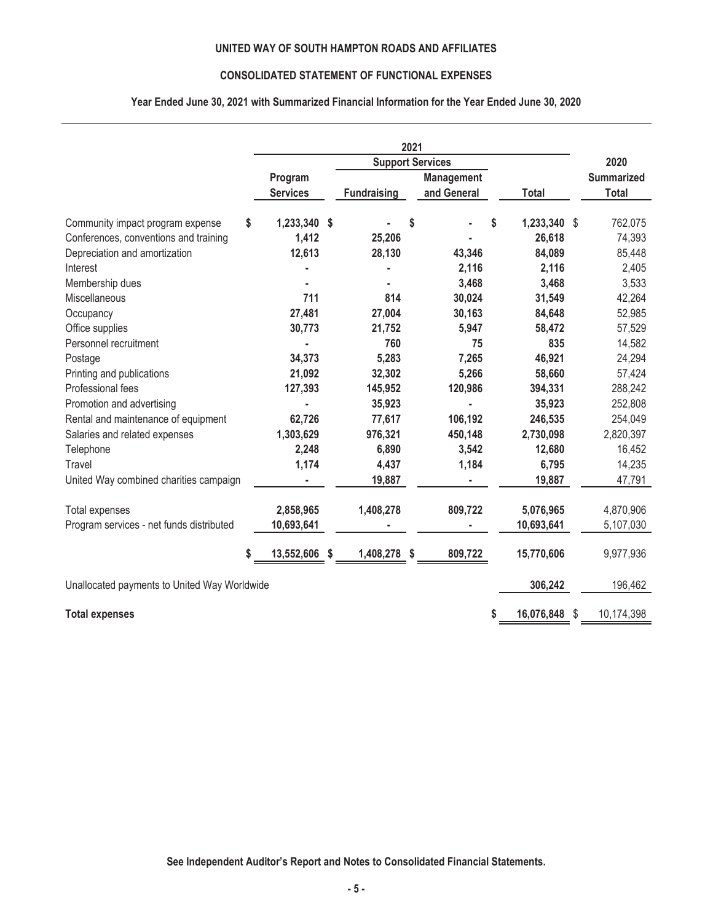**UNITED WAY OF SOUTH HAMPTON ROADS AND AFFILIATES**

**CONSOLIDATED STATEMENT OF FUNCTIONAL EXPENSES**

**Year Ended June 30, 2021 with Summarized Financial Information for the Year Ended June 30, 2020**

| | 2021 | | | | 2020 |
|---|---|---|---|---|---|
| | | Support Services | | | |
| | Program Services | Fundraising | Management and General | Total | Summarized Total |
| Community impact program expense | $ 1,233,340 | $ - | $ - | $ 1,233,340 | $ 762,075 |
| Conferences, conventions and training | 1,412 | 25,206 | - | 26,618 | 74,393 |
| Depreciation and amortization | 12,613 | 28,130 | 43,346 | 84,089 | 85,448 |
| Interest | - | - | 2,116 | 2,116 | 2,405 |
| Membership dues | - | - | 3,468 | 3,468 | 3,533 |
| Miscellaneous | 711 | 814 | 30,024 | 31,549 | 42,264 |
| Occupancy | 27,481 | 27,004 | 30,163 | 84,648 | 52,985 |
| Office supplies | 30,773 | 21,752 | 5,947 | 58,472 | 57,529 |
| Personnel recruitment | - | 760 | 75 | 835 | 14,582 |
| Postage | 34,373 | 5,283 | 7,265 | 46,921 | 24,294 |
| Printing and publications | 21,092 | 32,302 | 5,266 | 58,660 | 57,424 |
| Professional fees | 127,393 | 145,952 | 120,986 | 394,331 | 288,242 |
| Promotion and advertising | - | 35,923 | - | 35,923 | 252,808 |
| Rental and maintenance of equipment | 62,726 | 77,617 | 106,192 | 246,535 | 254,049 |
| Salaries and related expenses | 1,303,629 | 976,321 | 450,148 | 2,730,098 | 2,820,397 |
| Telephone | 2,248 | 6,890 | 3,542 | 12,680 | 16,452 |
| Travel | 1,174 | 4,437 | 1,184 | 6,795 | 14,235 |
| United Way combined charities campaign | - | 19,887 | - | 19,887 | 47,791 |
| Total expenses | 2,858,965 | 1,408,278 | 809,722 | 5,076,965 | 4,870,906 |
| Program services - net funds distributed | 10,693,641 | - | - | 10,693,641 | 5,107,030 |
| | $ 13,552,606 | $ 1,408,278 | $ 809,722 | 15,770,606 | 9,977,936 |
| Unallocated payments to United Way Worldwide | | | | 306,242 | 196,462 |
| **Total expenses** | | | | $ 16,076,848 | $ 10,174,398 |

**See Independent Auditor's Report and Notes to Consolidated Financial Statements.**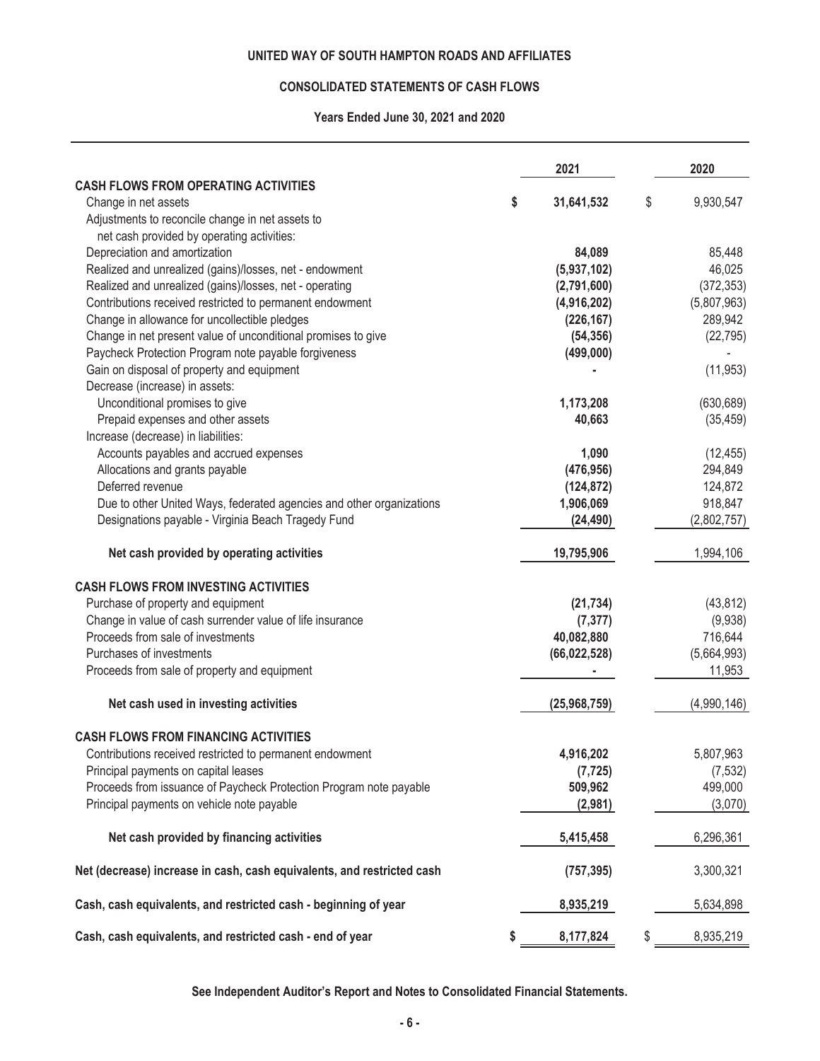**UNITED WAY OF SOUTH HAMPTON ROADS AND AFFILIATES**

**CONSOLIDATED STATEMENTS OF CASH FLOWS**

**Years Ended June 30, 2021 and 2020**

| | 2021 | 2020 |
|---|---|---|
| **CASH FLOWS FROM OPERATING ACTIVITIES** | | |
| Change in net assets | $ 31,641,532 | $ 9,930,547 |
| Adjustments to reconcile change in net assets to net cash provided by operating activities: | | |
| Depreciation and amortization | 84,089 | 85,448 |
| Realized and unrealized (gains)/losses, net - endowment | (5,937,102) | 46,025 |
| Realized and unrealized (gains)/losses, net - operating | (2,791,600) | (372,353) |
| Contributions received restricted to permanent endowment | (4,916,202) | (5,807,963) |
| Change in allowance for uncollectible pledges | (226,167) | 289,942 |
| Change in net present value of unconditional promises to give | (54,356) | (22,795) |
| Paycheck Protection Program note payable forgiveness | (499,000) | - |
| Gain on disposal of property and equipment | - | (11,953) |
| Decrease (increase) in assets: | | |
| Unconditional promises to give | 1,173,208 | (630,689) |
| Prepaid expenses and other assets | 40,663 | (35,459) |
| Increase (decrease) in liabilities: | | |
| Accounts payables and accrued expenses | 1,090 | (12,455) |
| Allocations and grants payable | (476,956) | 294,849 |
| Deferred revenue | (124,872) | 124,872 |
| Due to other United Ways, federated agencies and other organizations | 1,906,069 | 918,847 |
| Designations payable - Virginia Beach Tragedy Fund | (24,490) | (2,802,757) |
| **Net cash provided by operating activities** | 19,795,906 | 1,994,106 |
| **CASH FLOWS FROM INVESTING ACTIVITIES** | | |
| Purchase of property and equipment | (21,734) | (43,812) |
| Change in value of cash surrender value of life insurance | (7,377) | (9,938) |
| Proceeds from sale of investments | 40,082,880 | 716,644 |
| Purchases of investments | (66,022,528) | (5,664,993) |
| Proceeds from sale of property and equipment | - | 11,953 |
| **Net cash used in investing activities** | (25,968,759) | (4,990,146) |
| **CASH FLOWS FROM FINANCING ACTIVITIES** | | |
| Contributions received restricted to permanent endowment | 4,916,202 | 5,807,963 |
| Principal payments on capital leases | (7,725) | (7,532) |
| Proceeds from issuance of Paycheck Protection Program note payable | 509,962 | 499,000 |
| Principal payments on vehicle note payable | (2,981) | (3,070) |
| **Net cash provided by financing activities** | 5,415,458 | 6,296,361 |
| **Net (decrease) increase in cash, cash equivalents, and restricted cash** | (757,395) | 3,300,321 |
| **Cash, cash equivalents, and restricted cash - beginning of year** | 8,935,219 | 5,634,898 |
| **Cash, cash equivalents, and restricted cash - end of year** | $ 8,177,824 | $ 8,935,219 |

**See Independent Auditor's Report and Notes to Consolidated Financial Statements.**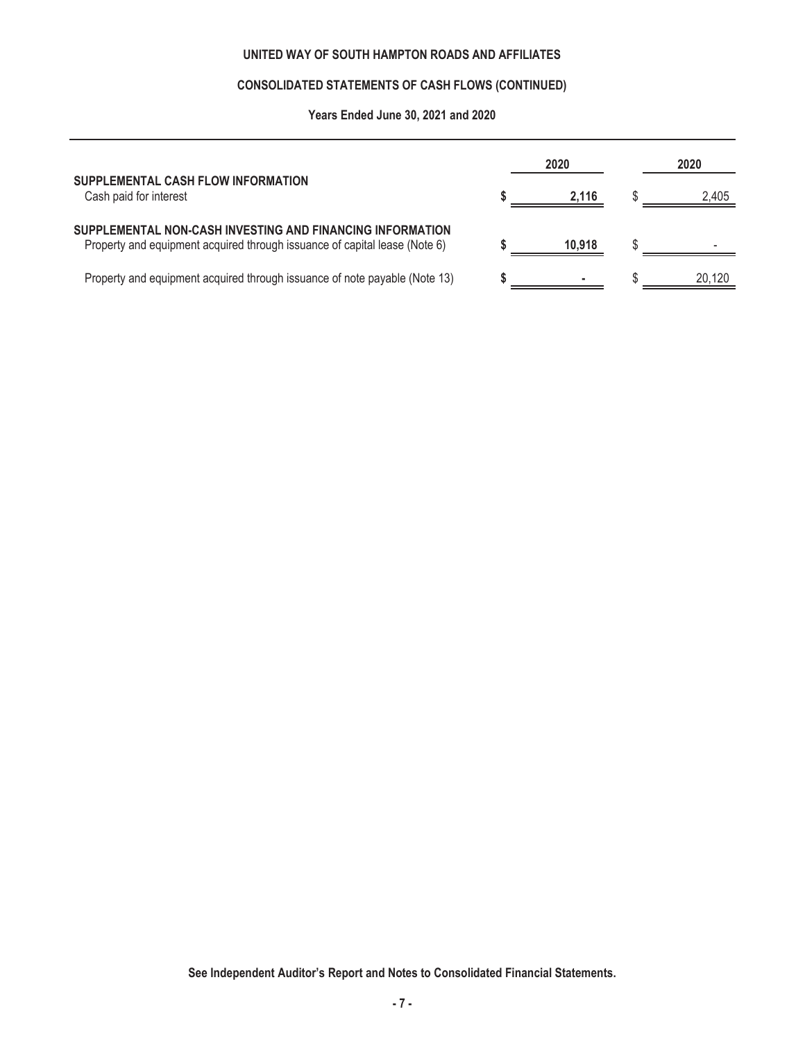**UNITED WAY OF SOUTH HAMPTON ROADS AND AFFILIATES**

**CONSOLIDATED STATEMENTS OF CASH FLOWS (CONTINUED)**

**Years Ended June 30, 2021 and 2020**

| | 2020 | 2020 |
|---|---|---|
| **SUPPLEMENTAL CASH FLOW INFORMATION** | | |
| Cash paid for interest | **$ 2,116** | $ 2,405 |
| **SUPPLEMENTAL NON-CASH INVESTING AND FINANCING INFORMATION** | | |
| Property and equipment acquired through issuance of capital lease (Note 6) | **$ 10,918** | $ - |
| Property and equipment acquired through issuance of note payable (Note 13) | **$ -** | $ 20,120 |

**See Independent Auditor's Report and Notes to Consolidated Financial Statements.**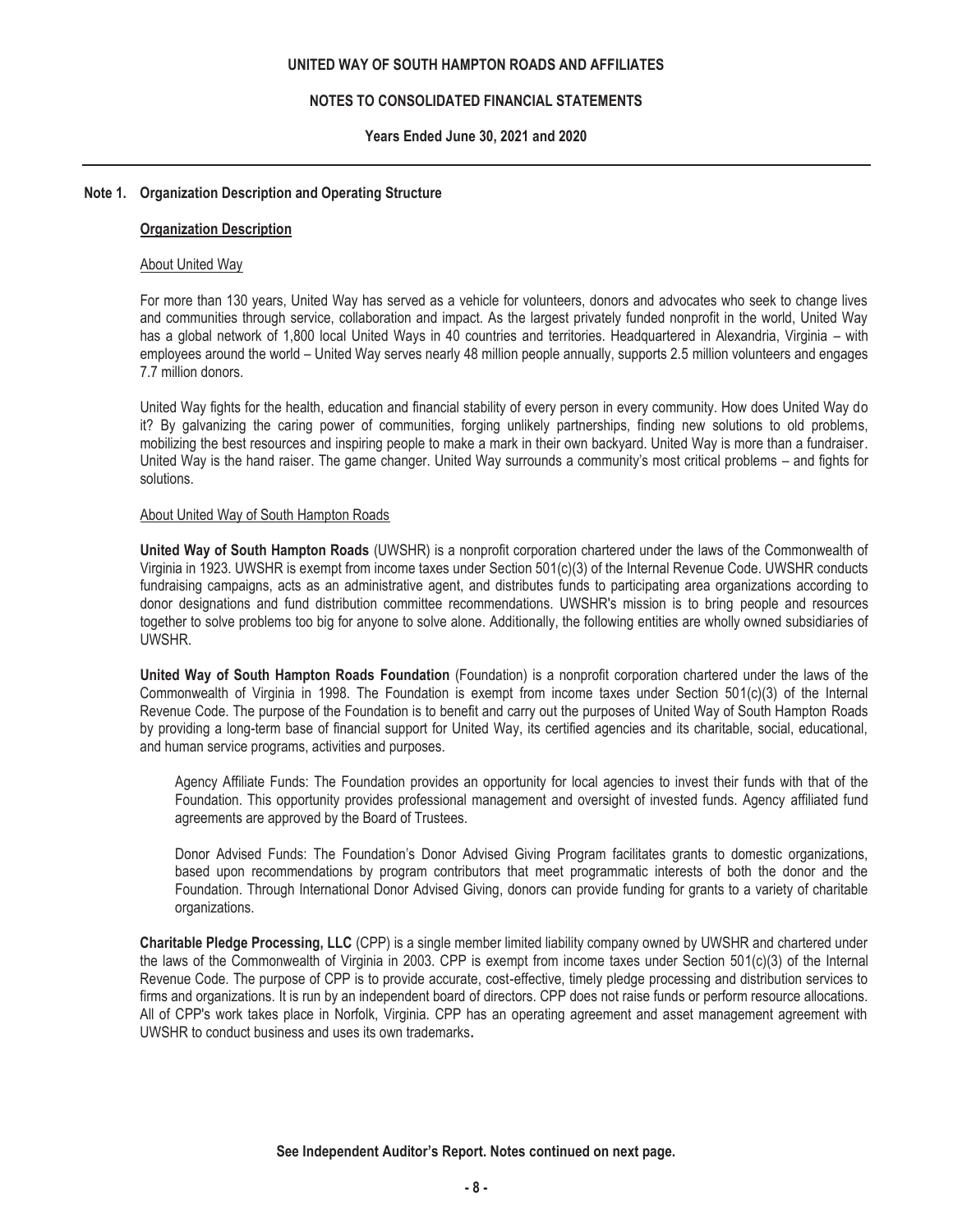## Note 1. Organization Description and Operating Structure

### Organization Description

About United Way

For more than 130 years, United Way has served as a vehicle for volunteers, donors and advocates who seek to change lives and communities through service, collaboration and impact. As the largest privately funded nonprofit in the world, United Way has a global network of 1,800 local United Ways in 40 countries and territories. Headquartered in Alexandria, Virginia – with employees around the world – United Way serves nearly 48 million people annually, supports 2.5 million volunteers and engages 7.7 million donors.

United Way fights for the health, education and financial stability of every person in every community. How does United Way do it? By galvanizing the caring power of communities, forging unlikely partnerships, finding new solutions to old problems, mobilizing the best resources and inspiring people to make a mark in their own backyard. United Way is more than a fundraiser. United Way is the hand raiser. The game changer. United Way surrounds a community's most critical problems – and fights for solutions.

About United Way of South Hampton Roads

**United Way of South Hampton Roads** (UWSHR) is a nonprofit corporation chartered under the laws of the Commonwealth of Virginia in 1923. UWSHR is exempt from income taxes under Section 501(c)(3) of the Internal Revenue Code. UWSHR conducts fundraising campaigns, acts as an administrative agent, and distributes funds to participating area organizations according to donor designations and fund distribution committee recommendations. UWSHR's mission is to bring people and resources together to solve problems too big for anyone to solve alone. Additionally, the following entities are wholly owned subsidiaries of UWSHR.

**United Way of South Hampton Roads Foundation** (Foundation) is a nonprofit corporation chartered under the laws of the Commonwealth of Virginia in 1998. The Foundation is exempt from income taxes under Section 501(c)(3) of the Internal Revenue Code. The purpose of the Foundation is to benefit and carry out the purposes of United Way of South Hampton Roads by providing a long-term base of financial support for United Way, its certified agencies and its charitable, social, educational, and human service programs, activities and purposes.

Agency Affiliate Funds: The Foundation provides an opportunity for local agencies to invest their funds with that of the Foundation. This opportunity provides professional management and oversight of invested funds. Agency affiliated fund agreements are approved by the Board of Trustees.

Donor Advised Funds: The Foundation's Donor Advised Giving Program facilitates grants to domestic organizations, based upon recommendations by program contributors that meet programmatic interests of both the donor and the Foundation. Through International Donor Advised Giving, donors can provide funding for grants to a variety of charitable organizations.

**Charitable Pledge Processing, LLC** (CPP) is a single member limited liability company owned by UWSHR and chartered under the laws of the Commonwealth of Virginia in 2003. CPP is exempt from income taxes under Section 501(c)(3) of the Internal Revenue Code. The purpose of CPP is to provide accurate, cost-effective, timely pledge processing and distribution services to firms and organizations. It is run by an independent board of directors. CPP does not raise funds or perform resource allocations. All of CPP's work takes place in Norfolk, Virginia. CPP has an operating agreement and asset management agreement with UWSHR to conduct business and uses its own trademarks.

**See Independent Auditor's Report. Notes continued on next page.**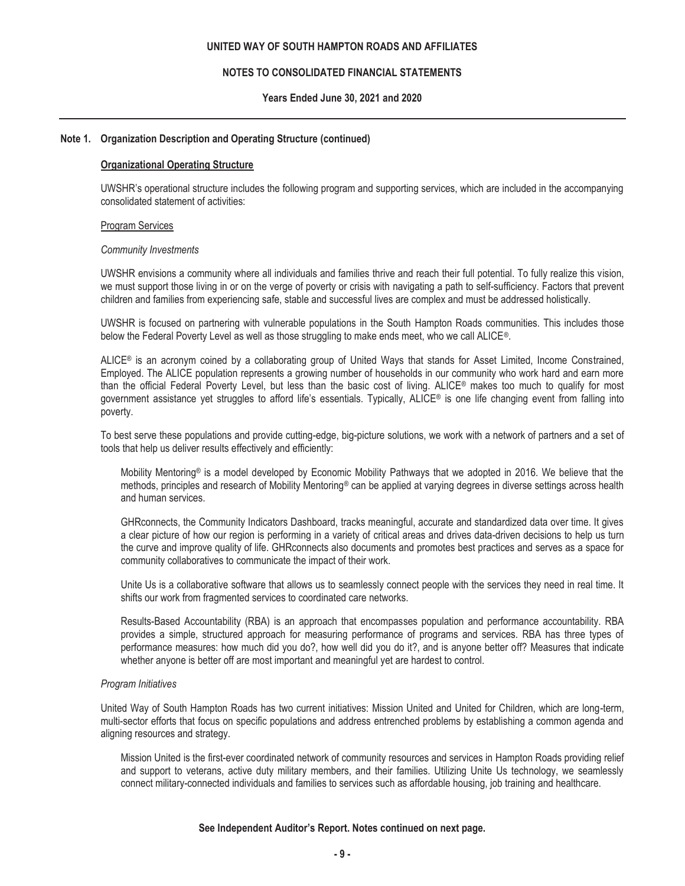## Note 1. Organization Description and Operating Structure (continued)

### Organizational Operating Structure

UWSHR's operational structure includes the following program and supporting services, which are included in the accompanying consolidated statement of activities:

#### Program Services

*Community Investments*

UWSHR envisions a community where all individuals and families thrive and reach their full potential. To fully realize this vision, we must support those living in or on the verge of poverty or crisis with navigating a path to self-sufficiency. Factors that prevent children and families from experiencing safe, stable and successful lives are complex and must be addressed holistically.

UWSHR is focused on partnering with vulnerable populations in the South Hampton Roads communities. This includes those below the Federal Poverty Level as well as those struggling to make ends meet, who we call ALICE®.

ALICE® is an acronym coined by a collaborating group of United Ways that stands for Asset Limited, Income Constrained, Employed. The ALICE population represents a growing number of households in our community who work hard and earn more than the official Federal Poverty Level, but less than the basic cost of living. ALICE® makes too much to qualify for most government assistance yet struggles to afford life's essentials. Typically, ALICE® is one life changing event from falling into poverty.

To best serve these populations and provide cutting-edge, big-picture solutions, we work with a network of partners and a set of tools that help us deliver results effectively and efficiently:

Mobility Mentoring® is a model developed by Economic Mobility Pathways that we adopted in 2016. We believe that the methods, principles and research of Mobility Mentoring® can be applied at varying degrees in diverse settings across health and human services.

GHRconnects, the Community Indicators Dashboard, tracks meaningful, accurate and standardized data over time. It gives a clear picture of how our region is performing in a variety of critical areas and drives data-driven decisions to help us turn the curve and improve quality of life. GHRconnects also documents and promotes best practices and serves as a space for community collaboratives to communicate the impact of their work.

Unite Us is a collaborative software that allows us to seamlessly connect people with the services they need in real time. It shifts our work from fragmented services to coordinated care networks.

Results-Based Accountability (RBA) is an approach that encompasses population and performance accountability. RBA provides a simple, structured approach for measuring performance of programs and services. RBA has three types of performance measures: how much did you do?, how well did you do it?, and is anyone better off? Measures that indicate whether anyone is better off are most important and meaningful yet are hardest to control.

*Program Initiatives*

United Way of South Hampton Roads has two current initiatives: Mission United and United for Children, which are long-term, multi-sector efforts that focus on specific populations and address entrenched problems by establishing a common agenda and aligning resources and strategy.

Mission United is the first-ever coordinated network of community resources and services in Hampton Roads providing relief and support to veterans, active duty military members, and their families. Utilizing Unite Us technology, we seamlessly connect military-connected individuals and families to services such as affordable housing, job training and healthcare.

**See Independent Auditor's Report. Notes continued on next page.**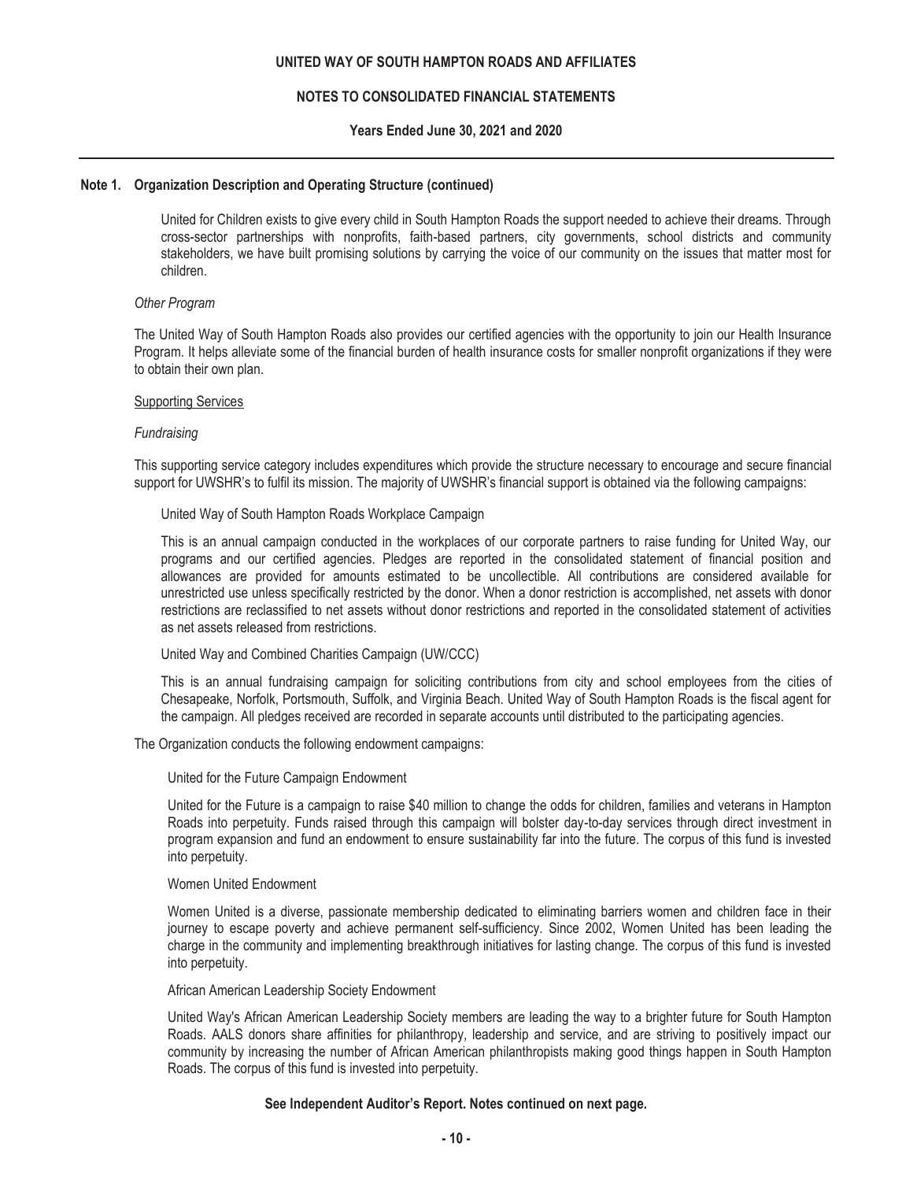## Note 1. Organization Description and Operating Structure (continued)

United for Children exists to give every child in South Hampton Roads the support needed to achieve their dreams. Through cross-sector partnerships with nonprofits, faith-based partners, city governments, school districts and community stakeholders, we have built promising solutions by carrying the voice of our community on the issues that matter most for children.

*Other Program*

The United Way of South Hampton Roads also provides our certified agencies with the opportunity to join our Health Insurance Program. It helps alleviate some of the financial burden of health insurance costs for smaller nonprofit organizations if they were to obtain their own plan.

<u>Supporting Services</u>

*Fundraising*

This supporting service category includes expenditures which provide the structure necessary to encourage and secure financial support for UWSHR's to fulfil its mission. The majority of UWSHR's financial support is obtained via the following campaigns:

United Way of South Hampton Roads Workplace Campaign

This is an annual campaign conducted in the workplaces of our corporate partners to raise funding for United Way, our programs and our certified agencies. Pledges are reported in the consolidated statement of financial position and allowances are provided for amounts estimated to be uncollectible. All contributions are considered available for unrestricted use unless specifically restricted by the donor. When a donor restriction is accomplished, net assets with donor restrictions are reclassified to net assets without donor restrictions and reported in the consolidated statement of activities as net assets released from restrictions.

United Way and Combined Charities Campaign (UW/CCC)

This is an annual fundraising campaign for soliciting contributions from city and school employees from the cities of Chesapeake, Norfolk, Portsmouth, Suffolk, and Virginia Beach. United Way of South Hampton Roads is the fiscal agent for the campaign. All pledges received are recorded in separate accounts until distributed to the participating agencies.

The Organization conducts the following endowment campaigns:

United for the Future Campaign Endowment

United for the Future is a campaign to raise $40 million to change the odds for children, families and veterans in Hampton Roads into perpetuity. Funds raised through this campaign will bolster day-to-day services through direct investment in program expansion and fund an endowment to ensure sustainability far into the future. The corpus of this fund is invested into perpetuity.

Women United Endowment

Women United is a diverse, passionate membership dedicated to eliminating barriers women and children face in their journey to escape poverty and achieve permanent self-sufficiency. Since 2002, Women United has been leading the charge in the community and implementing breakthrough initiatives for lasting change. The corpus of this fund is invested into perpetuity.

African American Leadership Society Endowment

United Way's African American Leadership Society members are leading the way to a brighter future for South Hampton Roads. AALS donors share affinities for philanthropy, leadership and service, and are striving to positively impact our community by increasing the number of African American philanthropists making good things happen in South Hampton Roads. The corpus of this fund is invested into perpetuity.

**See Independent Auditor's Report. Notes continued on next page.**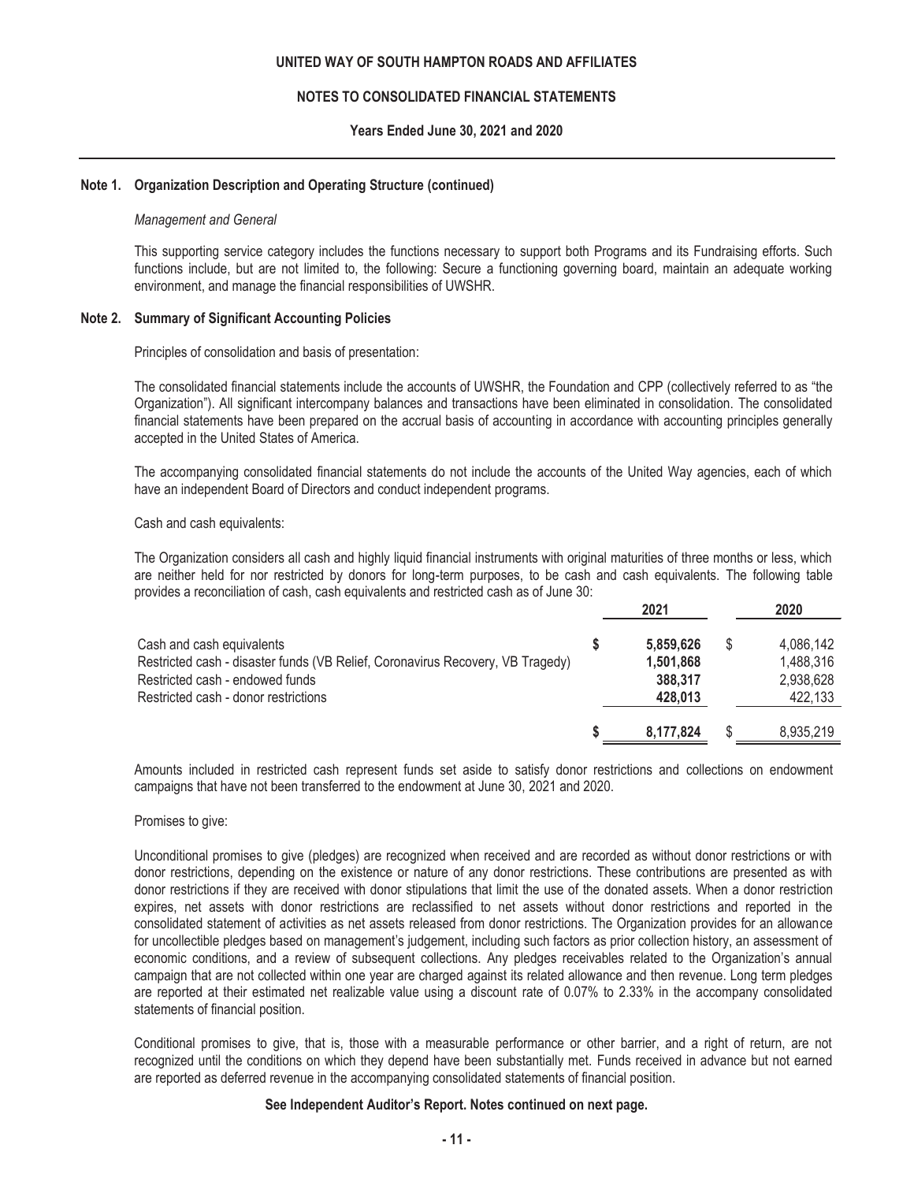## Note 1. Organization Description and Operating Structure (continued)

*Management and General*

This supporting service category includes the functions necessary to support both Programs and its Fundraising efforts. Such functions include, but are not limited to, the following: Secure a functioning governing board, maintain an adequate working environment, and manage the financial responsibilities of UWSHR.

## Note 2. Summary of Significant Accounting Policies

Principles of consolidation and basis of presentation:

The consolidated financial statements include the accounts of UWSHR, the Foundation and CPP (collectively referred to as "the Organization"). All significant intercompany balances and transactions have been eliminated in consolidation. The consolidated financial statements have been prepared on the accrual basis of accounting in accordance with accounting principles generally accepted in the United States of America.

The accompanying consolidated financial statements do not include the accounts of the United Way agencies, each of which have an independent Board of Directors and conduct independent programs.

Cash and cash equivalents:

The Organization considers all cash and highly liquid financial instruments with original maturities of three months or less, which are neither held for nor restricted by donors for long-term purposes, to be cash and cash equivalents. The following table provides a reconciliation of cash, cash equivalents and restricted cash as of June 30:

| | 2021 | 2020 |
|---|---|---|
| Cash and cash equivalents | **$ 5,859,626** | $ 4,086,142 |
| Restricted cash - disaster funds (VB Relief, Coronavirus Recovery, VB Tragedy) | **1,501,868** | 1,488,316 |
| Restricted cash - endowed funds | **388,317** | 2,938,628 |
| Restricted cash - donor restrictions | **428,013** | 422,133 |
| | **$ 8,177,824** | $ 8,935,219 |

Amounts included in restricted cash represent funds set aside to satisfy donor restrictions and collections on endowment campaigns that have not been transferred to the endowment at June 30, 2021 and 2020.

Promises to give:

Unconditional promises to give (pledges) are recognized when received and are recorded as without donor restrictions or with donor restrictions, depending on the existence or nature of any donor restrictions. These contributions are presented as with donor restrictions if they are received with donor stipulations that limit the use of the donated assets. When a donor restriction expires, net assets with donor restrictions are reclassified to net assets without donor restrictions and reported in the consolidated statement of activities as net assets released from donor restrictions. The Organization provides for an allowance for uncollectible pledges based on management's judgement, including such factors as prior collection history, an assessment of economic conditions, and a review of subsequent collections. Any pledges receivables related to the Organization's annual campaign that are not collected within one year are charged against its related allowance and then revenue. Long term pledges are reported at their estimated net realizable value using a discount rate of 0.07% to 2.33% in the accompany consolidated statements of financial position.

Conditional promises to give, that is, those with a measurable performance or other barrier, and a right of return, are not recognized until the conditions on which they depend have been substantially met. Funds received in advance but not earned are reported as deferred revenue in the accompanying consolidated statements of financial position.

**See Independent Auditor's Report. Notes continued on next page.**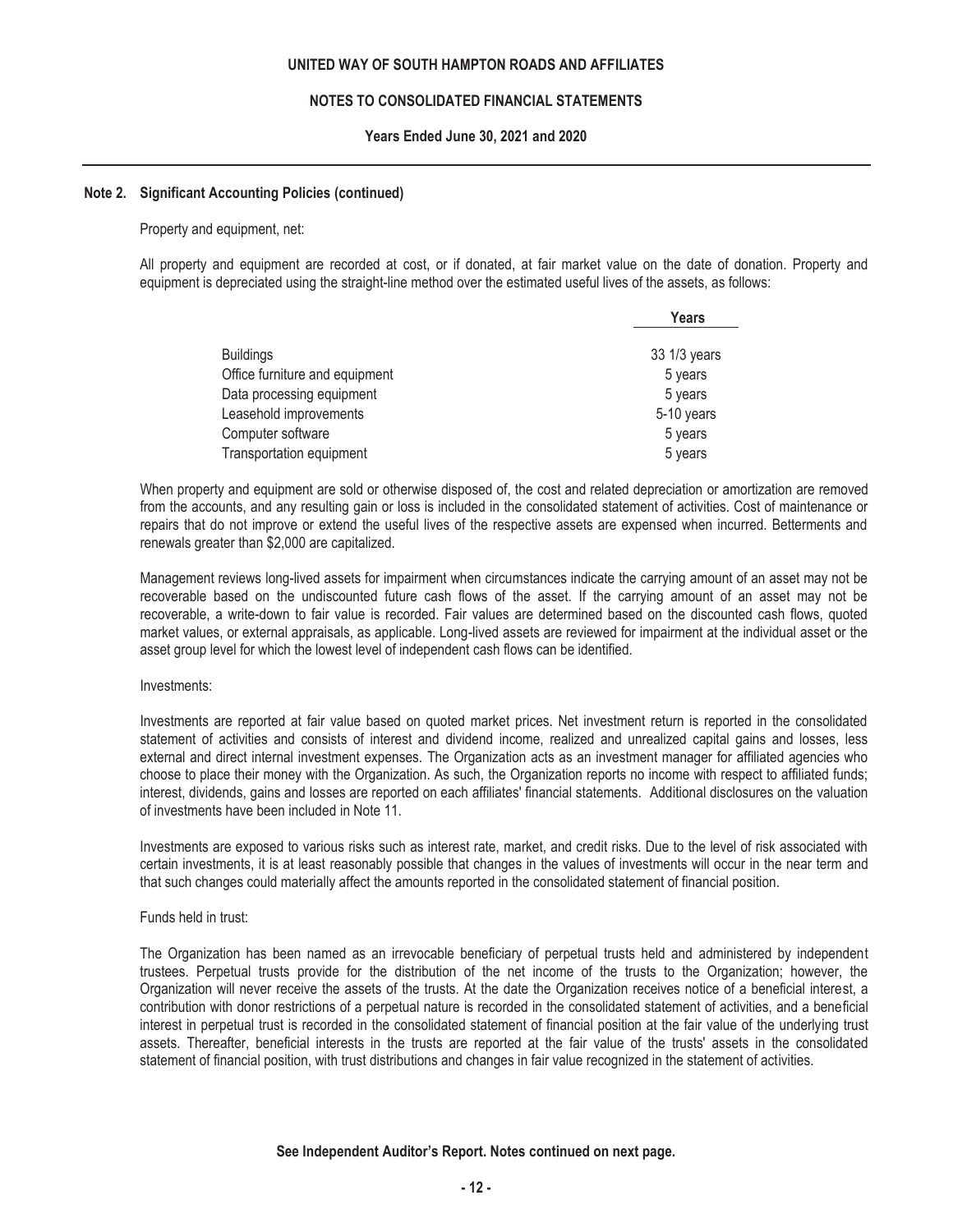## Note 2. Significant Accounting Policies (continued)

Property and equipment, net:

All property and equipment are recorded at cost, or if donated, at fair market value on the date of donation. Property and equipment is depreciated using the straight-line method over the estimated useful lives of the assets, as follows:

| | Years |
|---|---|
| Buildings | 33 1/3 years |
| Office furniture and equipment | 5 years |
| Data processing equipment | 5 years |
| Leasehold improvements | 5-10 years |
| Computer software | 5 years |
| Transportation equipment | 5 years |

When property and equipment are sold or otherwise disposed of, the cost and related depreciation or amortization are removed from the accounts, and any resulting gain or loss is included in the consolidated statement of activities. Cost of maintenance or repairs that do not improve or extend the useful lives of the respective assets are expensed when incurred. Betterments and renewals greater than $2,000 are capitalized.

Management reviews long-lived assets for impairment when circumstances indicate the carrying amount of an asset may not be recoverable based on the undiscounted future cash flows of the asset. If the carrying amount of an asset may not be recoverable, a write-down to fair value is recorded. Fair values are determined based on the discounted cash flows, quoted market values, or external appraisals, as applicable. Long-lived assets are reviewed for impairment at the individual asset or the asset group level for which the lowest level of independent cash flows can be identified.

Investments:

Investments are reported at fair value based on quoted market prices. Net investment return is reported in the consolidated statement of activities and consists of interest and dividend income, realized and unrealized capital gains and losses, less external and direct internal investment expenses. The Organization acts as an investment manager for affiliated agencies who choose to place their money with the Organization. As such, the Organization reports no income with respect to affiliated funds; interest, dividends, gains and losses are reported on each affiliates' financial statements. Additional disclosures on the valuation of investments have been included in Note 11.

Investments are exposed to various risks such as interest rate, market, and credit risks. Due to the level of risk associated with certain investments, it is at least reasonably possible that changes in the values of investments will occur in the near term and that such changes could materially affect the amounts reported in the consolidated statement of financial position.

Funds held in trust:

The Organization has been named as an irrevocable beneficiary of perpetual trusts held and administered by independent trustees. Perpetual trusts provide for the distribution of the net income of the trusts to the Organization; however, the Organization will never receive the assets of the trusts. At the date the Organization receives notice of a beneficial interest, a contribution with donor restrictions of a perpetual nature is recorded in the consolidated statement of activities, and a beneficial interest in perpetual trust is recorded in the consolidated statement of financial position at the fair value of the underlying trust assets. Thereafter, beneficial interests in the trusts are reported at the fair value of the trusts' assets in the consolidated statement of financial position, with trust distributions and changes in fair value recognized in the statement of activities.

**See Independent Auditor's Report. Notes continued on next page.**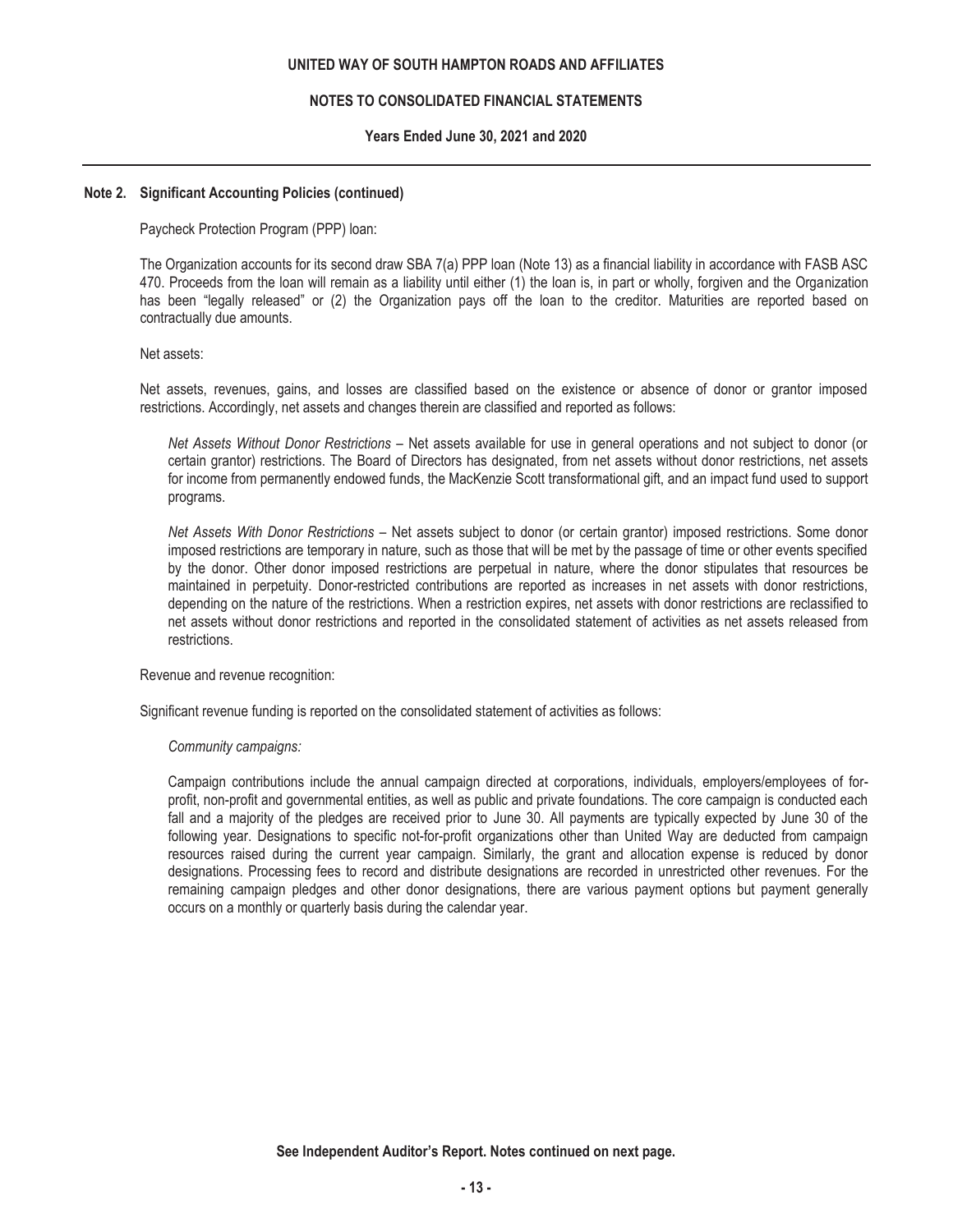## Note 2. Significant Accounting Policies (continued)

Paycheck Protection Program (PPP) loan:

The Organization accounts for its second draw SBA 7(a) PPP loan (Note 13) as a financial liability in accordance with FASB ASC 470. Proceeds from the loan will remain as a liability until either (1) the loan is, in part or wholly, forgiven and the Organization has been "legally released" or (2) the Organization pays off the loan to the creditor. Maturities are reported based on contractually due amounts.

Net assets:

Net assets, revenues, gains, and losses are classified based on the existence or absence of donor or grantor imposed restrictions. Accordingly, net assets and changes therein are classified and reported as follows:

*Net Assets Without Donor Restrictions* – Net assets available for use in general operations and not subject to donor (or certain grantor) restrictions. The Board of Directors has designated, from net assets without donor restrictions, net assets for income from permanently endowed funds, the MacKenzie Scott transformational gift, and an impact fund used to support programs.

*Net Assets With Donor Restrictions* – Net assets subject to donor (or certain grantor) imposed restrictions. Some donor imposed restrictions are temporary in nature, such as those that will be met by the passage of time or other events specified by the donor. Other donor imposed restrictions are perpetual in nature, where the donor stipulates that resources be maintained in perpetuity. Donor-restricted contributions are reported as increases in net assets with donor restrictions, depending on the nature of the restrictions. When a restriction expires, net assets with donor restrictions are reclassified to net assets without donor restrictions and reported in the consolidated statement of activities as net assets released from restrictions.

Revenue and revenue recognition:

Significant revenue funding is reported on the consolidated statement of activities as follows:

*Community campaigns:*

Campaign contributions include the annual campaign directed at corporations, individuals, employers/employees of for-profit, non-profit and governmental entities, as well as public and private foundations. The core campaign is conducted each fall and a majority of the pledges are received prior to June 30. All payments are typically expected by June 30 of the following year. Designations to specific not-for-profit organizations other than United Way are deducted from campaign resources raised during the current year campaign. Similarly, the grant and allocation expense is reduced by donor designations. Processing fees to record and distribute designations are recorded in unrestricted other revenues. For the remaining campaign pledges and other donor designations, there are various payment options but payment generally occurs on a monthly or quarterly basis during the calendar year.

**See Independent Auditor's Report. Notes continued on next page.**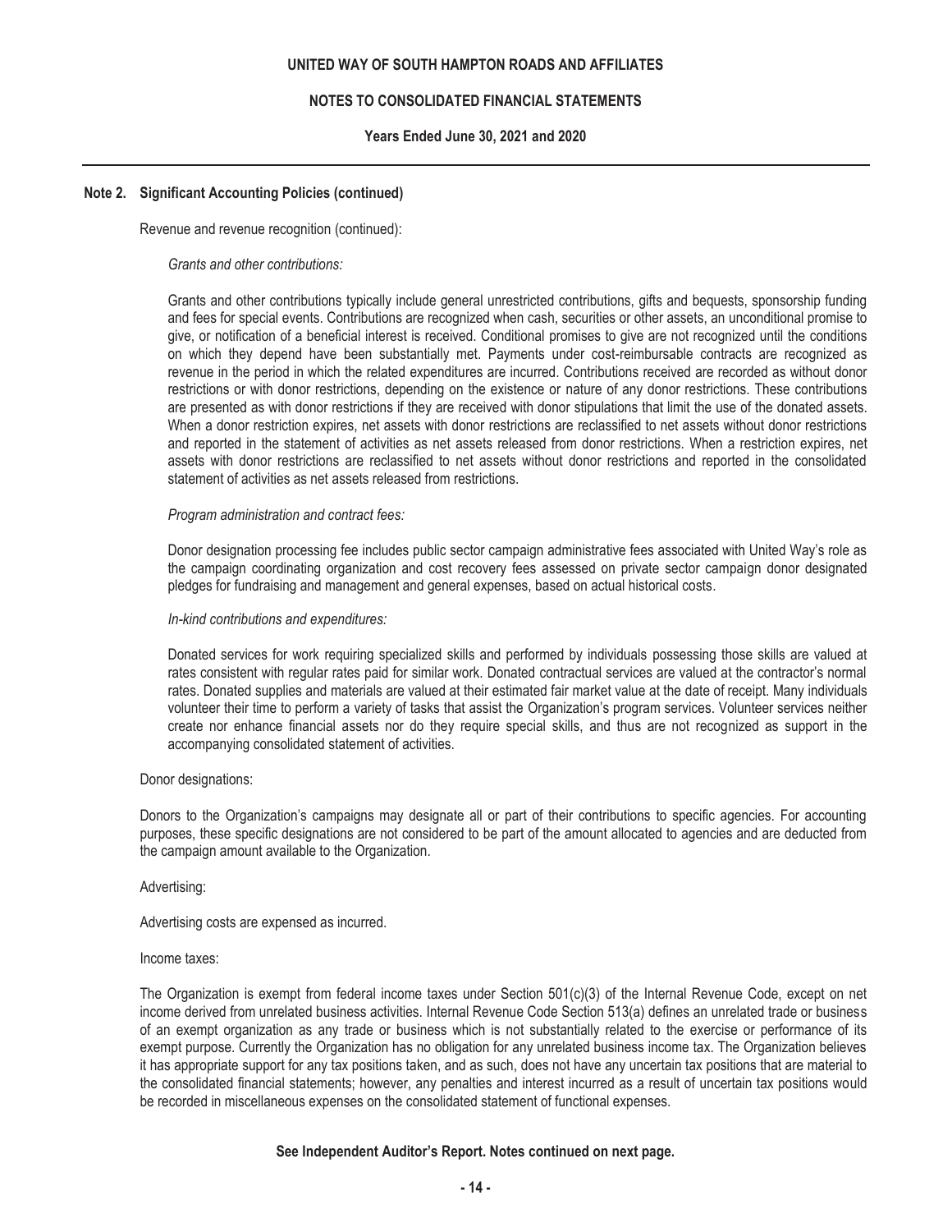### Note 2. Significant Accounting Policies (continued)

Revenue and revenue recognition (continued):

*Grants and other contributions:*

Grants and other contributions typically include general unrestricted contributions, gifts and bequests, sponsorship funding and fees for special events. Contributions are recognized when cash, securities or other assets, an unconditional promise to give, or notification of a beneficial interest is received. Conditional promises to give are not recognized until the conditions on which they depend have been substantially met. Payments under cost-reimbursable contracts are recognized as revenue in the period in which the related expenditures are incurred. Contributions received are recorded as without donor restrictions or with donor restrictions, depending on the existence or nature of any donor restrictions. These contributions are presented as with donor restrictions if they are received with donor stipulations that limit the use of the donated assets. When a donor restriction expires, net assets with donor restrictions are reclassified to net assets without donor restrictions and reported in the statement of activities as net assets released from donor restrictions. When a restriction expires, net assets with donor restrictions are reclassified to net assets without donor restrictions and reported in the consolidated statement of activities as net assets released from restrictions.

*Program administration and contract fees:*

Donor designation processing fee includes public sector campaign administrative fees associated with United Way's role as the campaign coordinating organization and cost recovery fees assessed on private sector campaign donor designated pledges for fundraising and management and general expenses, based on actual historical costs.

*In-kind contributions and expenditures:*

Donated services for work requiring specialized skills and performed by individuals possessing those skills are valued at rates consistent with regular rates paid for similar work. Donated contractual services are valued at the contractor's normal rates. Donated supplies and materials are valued at their estimated fair market value at the date of receipt. Many individuals volunteer their time to perform a variety of tasks that assist the Organization's program services. Volunteer services neither create nor enhance financial assets nor do they require special skills, and thus are not recognized as support in the accompanying consolidated statement of activities.

Donor designations:

Donors to the Organization's campaigns may designate all or part of their contributions to specific agencies. For accounting purposes, these specific designations are not considered to be part of the amount allocated to agencies and are deducted from the campaign amount available to the Organization.

Advertising:

Advertising costs are expensed as incurred.

Income taxes:

The Organization is exempt from federal income taxes under Section 501(c)(3) of the Internal Revenue Code, except on net income derived from unrelated business activities. Internal Revenue Code Section 513(a) defines an unrelated trade or business of an exempt organization as any trade or business which is not substantially related to the exercise or performance of its exempt purpose. Currently the Organization has no obligation for any unrelated business income tax. The Organization believes it has appropriate support for any tax positions taken, and as such, does not have any uncertain tax positions that are material to the consolidated financial statements; however, any penalties and interest incurred as a result of uncertain tax positions would be recorded in miscellaneous expenses on the consolidated statement of functional expenses.

**See Independent Auditor's Report. Notes continued on next page.**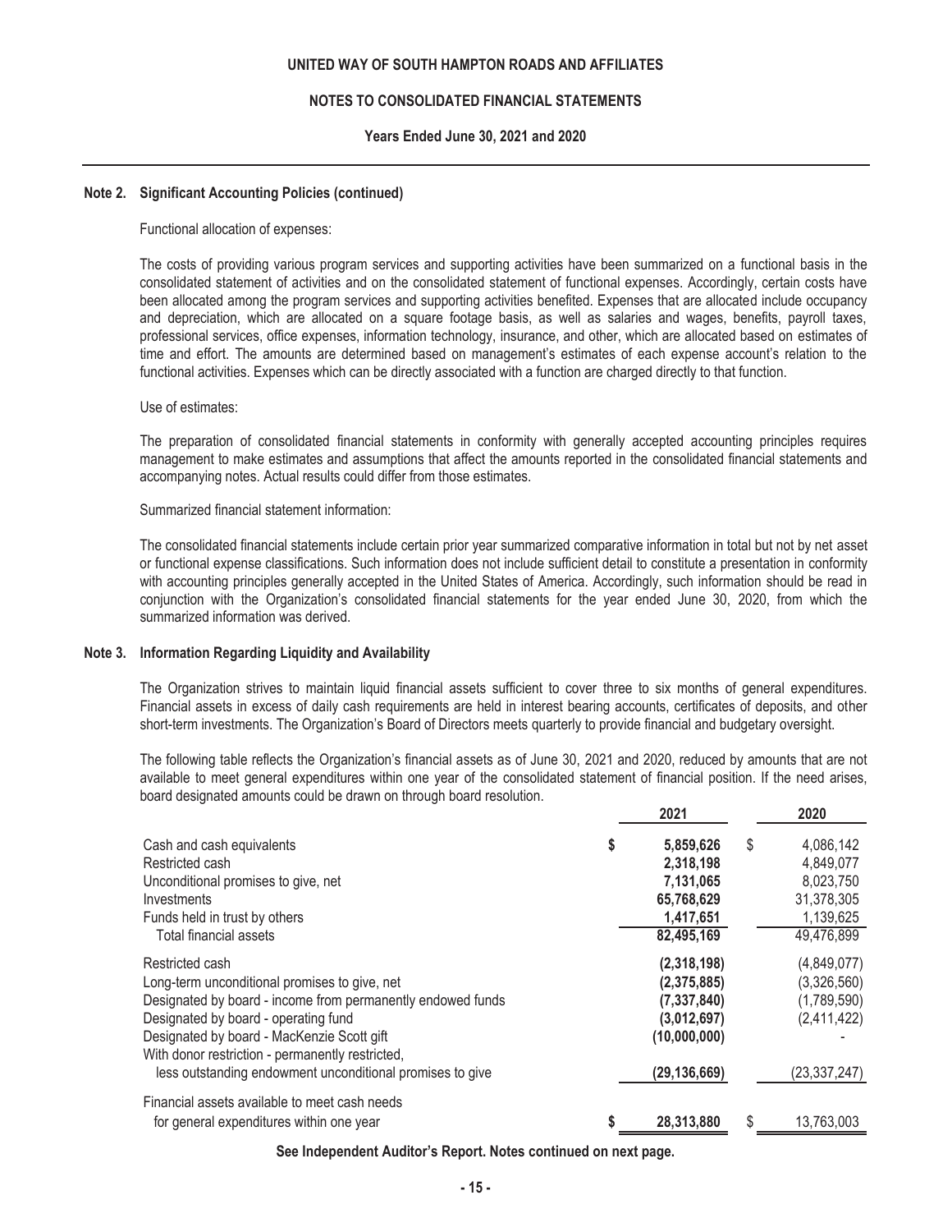### Note 2. Significant Accounting Policies (continued)

Functional allocation of expenses:

The costs of providing various program services and supporting activities have been summarized on a functional basis in the consolidated statement of activities and on the consolidated statement of functional expenses. Accordingly, certain costs have been allocated among the program services and supporting activities benefited. Expenses that are allocated include occupancy and depreciation, which are allocated on a square footage basis, as well as salaries and wages, benefits, payroll taxes, professional services, office expenses, information technology, insurance, and other, which are allocated based on estimates of time and effort. The amounts are determined based on management's estimates of each expense account's relation to the functional activities. Expenses which can be directly associated with a function are charged directly to that function.

Use of estimates:

The preparation of consolidated financial statements in conformity with generally accepted accounting principles requires management to make estimates and assumptions that affect the amounts reported in the consolidated financial statements and accompanying notes. Actual results could differ from those estimates.

Summarized financial statement information:

The consolidated financial statements include certain prior year summarized comparative information in total but not by net asset or functional expense classifications. Such information does not include sufficient detail to constitute a presentation in conformity with accounting principles generally accepted in the United States of America. Accordingly, such information should be read in conjunction with the Organization's consolidated financial statements for the year ended June 30, 2020, from which the summarized information was derived.

### Note 3. Information Regarding Liquidity and Availability

The Organization strives to maintain liquid financial assets sufficient to cover three to six months of general expenditures. Financial assets in excess of daily cash requirements are held in interest bearing accounts, certificates of deposits, and other short-term investments. The Organization's Board of Directors meets quarterly to provide financial and budgetary oversight.

The following table reflects the Organization's financial assets as of June 30, 2021 and 2020, reduced by amounts that are not available to meet general expenditures within one year of the consolidated statement of financial position. If the need arises, board designated amounts could be drawn on through board resolution.

| | 2021 | 2020 |
|---|---|---|
| Cash and cash equivalents | $ 5,859,626 | $ 4,086,142 |
| Restricted cash | 2,318,198 | 4,849,077 |
| Unconditional promises to give, net | 7,131,065 | 8,023,750 |
| Investments | 65,768,629 | 31,378,305 |
| Funds held in trust by others | 1,417,651 | 1,139,625 |
| Total financial assets | 82,495,169 | 49,476,899 |
| Restricted cash | (2,318,198) | (4,849,077) |
| Long-term unconditional promises to give, net | (2,375,885) | (3,326,560) |
| Designated by board - income from permanently endowed funds | (7,337,840) | (1,789,590) |
| Designated by board - operating fund | (3,012,697) | (2,411,422) |
| Designated by board - MacKenzie Scott gift | (10,000,000) | - |
| With donor restriction - permanently restricted, less outstanding endowment unconditional promises to give | (29,136,669) | (23,337,247) |
| Financial assets available to meet cash needs for general expenditures within one year | $ 28,313,880 | $ 13,763,003 |

**See Independent Auditor's Report. Notes continued on next page.**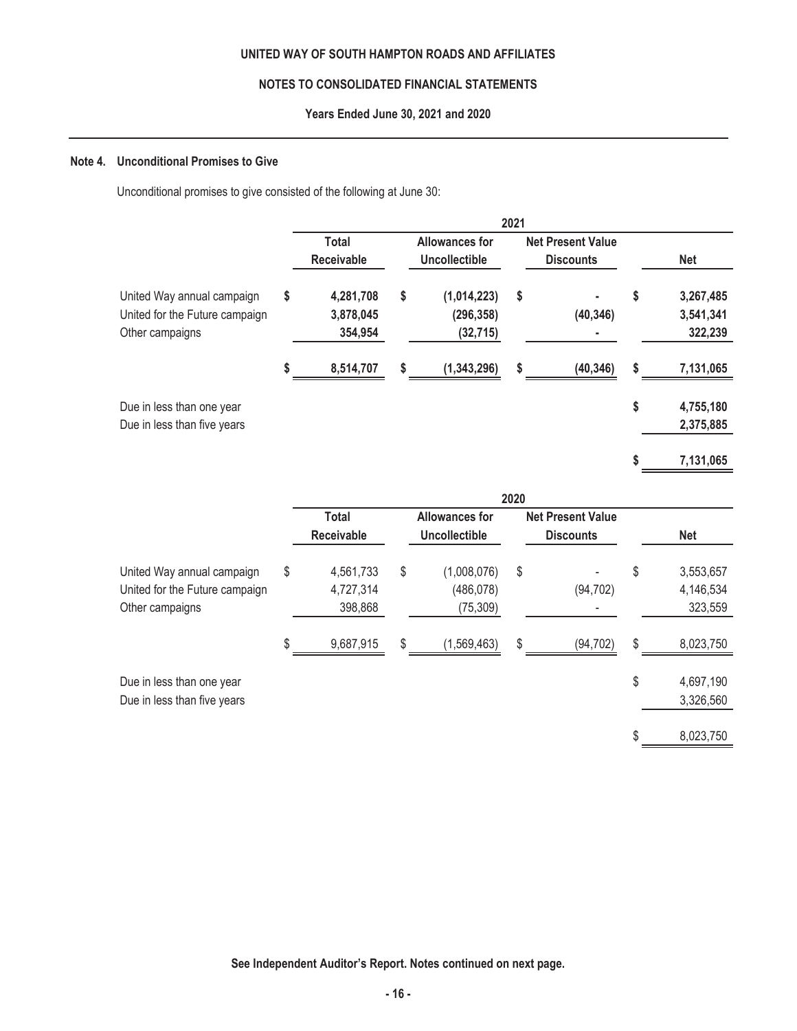## Note 4. Unconditional Promises to Give

Unconditional promises to give consisted of the following at June 30:

| | 2021 | | | |
|---|---|---|---|---|
| | Total Receivable | Allowances for Uncollectible | Net Present Value Discounts | Net |
| United Way annual campaign | $ 4,281,708 | $ (1,014,223) | $ - | $ 3,267,485 |
| United for the Future campaign | 3,878,045 | (296,358) | (40,346) | 3,541,341 |
| Other campaigns | 354,954 | (32,715) | - | 322,239 |
| | $ 8,514,707 | $ (1,343,296) | $ (40,346) | $ 7,131,065 |
| Due in less than one year | | | | $ 4,755,180 |
| Due in less than five years | | | | 2,375,885 |
| | | | | $ 7,131,065 |

| | 2020 | | | |
|---|---|---|---|---|
| | Total Receivable | Allowances for Uncollectible | Net Present Value Discounts | Net |
| United Way annual campaign | $ 4,561,733 | $ (1,008,076) | $ - | $ 3,553,657 |
| United for the Future campaign | 4,727,314 | (486,078) | (94,702) | 4,146,534 |
| Other campaigns | 398,868 | (75,309) | - | 323,559 |
| | $ 9,687,915 | $ (1,569,463) | $ (94,702) | $ 8,023,750 |
| Due in less than one year | | | | $ 4,697,190 |
| Due in less than five years | | | | 3,326,560 |
| | | | | $ 8,023,750 |

See Independent Auditor's Report. Notes continued on next page.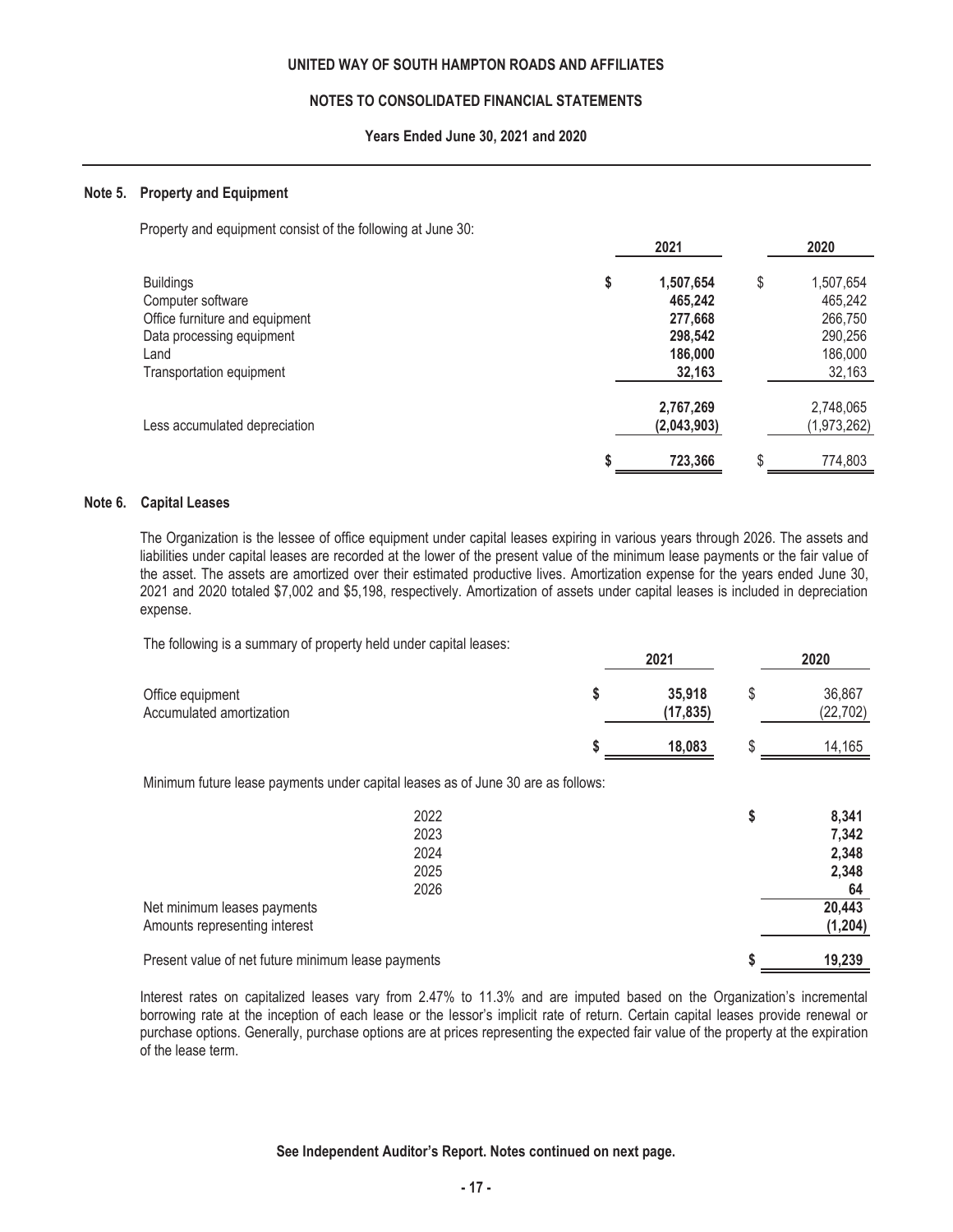UNITED WAY OF SOUTH HAMPTON ROADS AND AFFILIATES

NOTES TO CONSOLIDATED FINANCIAL STATEMENTS

Years Ended June 30, 2021 and 2020

## Note 5. Property and Equipment

Property and equipment consist of the following at June 30:

| | 2021 | 2020 |
|---|---|---|
| Buildings | **$ 1,507,654** | $ 1,507,654 |
| Computer software | **465,242** | 465,242 |
| Office furniture and equipment | **277,668** | 266,750 |
| Data processing equipment | **298,542** | 290,256 |
| Land | **186,000** | 186,000 |
| Transportation equipment | **32,163** | 32,163 |
| | **2,767,269** | 2,748,065 |
| Less accumulated depreciation | **(2,043,903)** | (1,973,262) |
| | **$ 723,366** | $ 774,803 |

## Note 6. Capital Leases

The Organization is the lessee of office equipment under capital leases expiring in various years through 2026. The assets and liabilities under capital leases are recorded at the lower of the present value of the minimum lease payments or the fair value of the asset. The assets are amortized over their estimated productive lives. Amortization expense for the years ended June 30, 2021 and 2020 totaled $7,002 and $5,198, respectively. Amortization of assets under capital leases is included in depreciation expense.

The following is a summary of property held under capital leases:

| | 2021 | 2020 |
|---|---|---|
| Office equipment | **$ 35,918** | $ 36,867 |
| Accumulated amortization | **(17,835)** | (22,702) |
| | **$ 18,083** | $ 14,165 |

Minimum future lease payments under capital leases as of June 30 are as follows:

| | |
|---|---|
| 2022 | **$ 8,341** |
| 2023 | **7,342** |
| 2024 | **2,348** |
| 2025 | **2,348** |
| 2026 | **64** |
| Net minimum leases payments | **20,443** |
| Amounts representing interest | **(1,204)** |
| Present value of net future minimum lease payments | **$ 19,239** |

Interest rates on capitalized leases vary from 2.47% to 11.3% and are imputed based on the Organization's incremental borrowing rate at the inception of each lease or the lessor's implicit rate of return. Certain capital leases provide renewal or purchase options. Generally, purchase options are at prices representing the expected fair value of the property at the expiration of the lease term.

**See Independent Auditor's Report. Notes continued on next page.**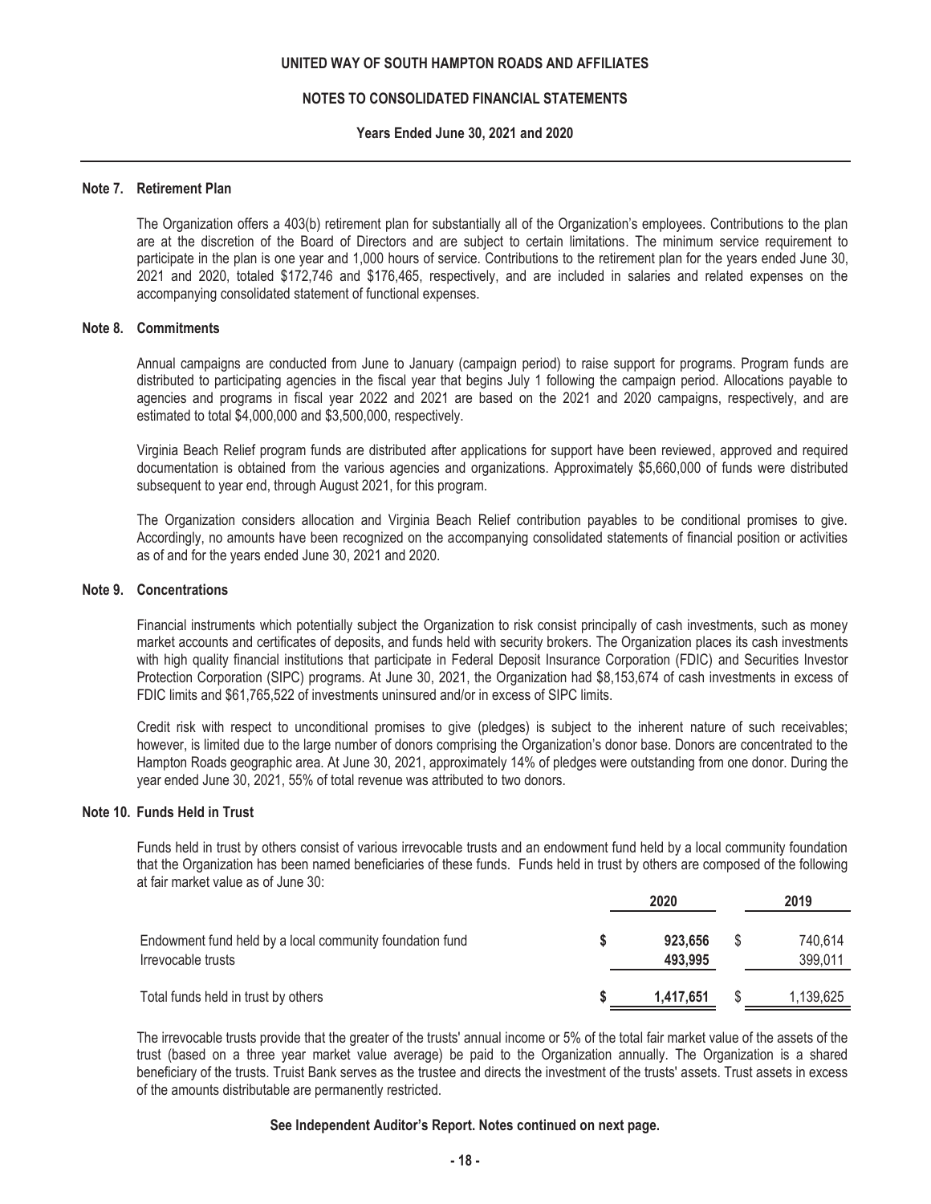## Note 7. Retirement Plan

The Organization offers a 403(b) retirement plan for substantially all of the Organization's employees. Contributions to the plan are at the discretion of the Board of Directors and are subject to certain limitations. The minimum service requirement to participate in the plan is one year and 1,000 hours of service. Contributions to the retirement plan for the years ended June 30, 2021 and 2020, totaled $172,746 and $176,465, respectively, and are included in salaries and related expenses on the accompanying consolidated statement of functional expenses.

## Note 8. Commitments

Annual campaigns are conducted from June to January (campaign period) to raise support for programs. Program funds are distributed to participating agencies in the fiscal year that begins July 1 following the campaign period. Allocations payable to agencies and programs in fiscal year 2022 and 2021 are based on the 2021 and 2020 campaigns, respectively, and are estimated to total $4,000,000 and $3,500,000, respectively.

Virginia Beach Relief program funds are distributed after applications for support have been reviewed, approved and required documentation is obtained from the various agencies and organizations. Approximately $5,660,000 of funds were distributed subsequent to year end, through August 2021, for this program.

The Organization considers allocation and Virginia Beach Relief contribution payables to be conditional promises to give. Accordingly, no amounts have been recognized on the accompanying consolidated statements of financial position or activities as of and for the years ended June 30, 2021 and 2020.

## Note 9. Concentrations

Financial instruments which potentially subject the Organization to risk consist principally of cash investments, such as money market accounts and certificates of deposits, and funds held with security brokers. The Organization places its cash investments with high quality financial institutions that participate in Federal Deposit Insurance Corporation (FDIC) and Securities Investor Protection Corporation (SIPC) programs. At June 30, 2021, the Organization had $8,153,674 of cash investments in excess of FDIC limits and $61,765,522 of investments uninsured and/or in excess of SIPC limits.

Credit risk with respect to unconditional promises to give (pledges) is subject to the inherent nature of such receivables; however, is limited due to the large number of donors comprising the Organization's donor base. Donors are concentrated to the Hampton Roads geographic area. At June 30, 2021, approximately 14% of pledges were outstanding from one donor. During the year ended June 30, 2021, 55% of total revenue was attributed to two donors.

## Note 10. Funds Held in Trust

Funds held in trust by others consist of various irrevocable trusts and an endowment fund held by a local community foundation that the Organization has been named beneficiaries of these funds. Funds held in trust by others are composed of the following at fair market value as of June 30:

| | 2020 | 2019 |
|---|---|---|
| Endowment fund held by a local community foundation fund | **$ 923,656** | $ 740,614 |
| Irrevocable trusts | **493,995** | 399,011 |
| Total funds held in trust by others | **$ 1,417,651** | $ 1,139,625 |

The irrevocable trusts provide that the greater of the trusts' annual income or 5% of the total fair market value of the assets of the trust (based on a three year market value average) be paid to the Organization annually. The Organization is a shared beneficiary of the trusts. Truist Bank serves as the trustee and directs the investment of the trusts' assets. Trust assets in excess of the amounts distributable are permanently restricted.

**See Independent Auditor's Report. Notes continued on next page.**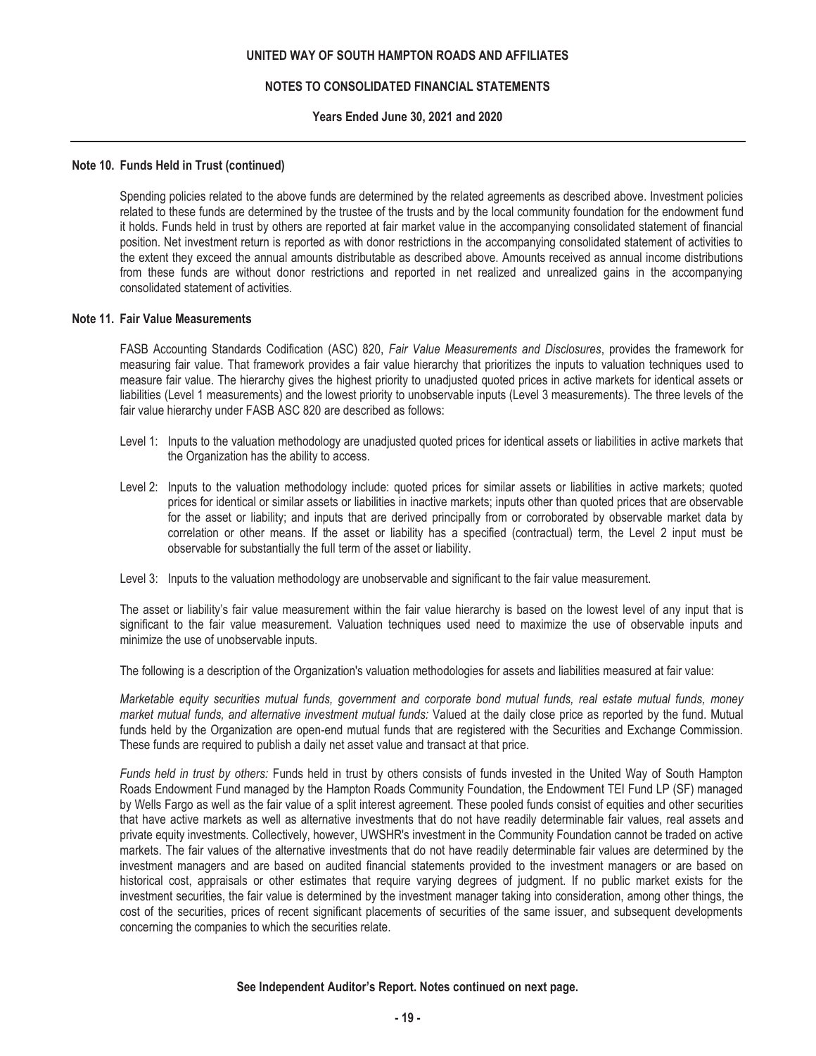### Note 10. Funds Held in Trust (continued)

Spending policies related to the above funds are determined by the related agreements as described above. Investment policies related to these funds are determined by the trustee of the trusts and by the local community foundation for the endowment fund it holds. Funds held in trust by others are reported at fair market value in the accompanying consolidated statement of financial position. Net investment return is reported as with donor restrictions in the accompanying consolidated statement of activities to the extent they exceed the annual amounts distributable as described above. Amounts received as annual income distributions from these funds are without donor restrictions and reported in net realized and unrealized gains in the accompanying consolidated statement of activities.

### Note 11. Fair Value Measurements

FASB Accounting Standards Codification (ASC) 820, *Fair Value Measurements and Disclosures*, provides the framework for measuring fair value. That framework provides a fair value hierarchy that prioritizes the inputs to valuation techniques used to measure fair value. The hierarchy gives the highest priority to unadjusted quoted prices in active markets for identical assets or liabilities (Level 1 measurements) and the lowest priority to unobservable inputs (Level 3 measurements). The three levels of the fair value hierarchy under FASB ASC 820 are described as follows:

Level 1: Inputs to the valuation methodology are unadjusted quoted prices for identical assets or liabilities in active markets that the Organization has the ability to access.

Level 2: Inputs to the valuation methodology include: quoted prices for similar assets or liabilities in active markets; quoted prices for identical or similar assets or liabilities in inactive markets; inputs other than quoted prices that are observable for the asset or liability; and inputs that are derived principally from or corroborated by observable market data by correlation or other means. If the asset or liability has a specified (contractual) term, the Level 2 input must be observable for substantially the full term of the asset or liability.

Level 3: Inputs to the valuation methodology are unobservable and significant to the fair value measurement.

The asset or liability's fair value measurement within the fair value hierarchy is based on the lowest level of any input that is significant to the fair value measurement. Valuation techniques used need to maximize the use of observable inputs and minimize the use of unobservable inputs.

The following is a description of the Organization's valuation methodologies for assets and liabilities measured at fair value:

*Marketable equity securities mutual funds, government and corporate bond mutual funds, real estate mutual funds, money market mutual funds, and alternative investment mutual funds:* Valued at the daily close price as reported by the fund. Mutual funds held by the Organization are open-end mutual funds that are registered with the Securities and Exchange Commission. These funds are required to publish a daily net asset value and transact at that price.

*Funds held in trust by others:* Funds held in trust by others consists of funds invested in the United Way of South Hampton Roads Endowment Fund managed by the Hampton Roads Community Foundation, the Endowment TEI Fund LP (SF) managed by Wells Fargo as well as the fair value of a split interest agreement. These pooled funds consist of equities and other securities that have active markets as well as alternative investments that do not have readily determinable fair values, real assets and private equity investments. Collectively, however, UWSHR's investment in the Community Foundation cannot be traded on active markets. The fair values of the alternative investments that do not have readily determinable fair values are determined by the investment managers and are based on audited financial statements provided to the investment managers or are based on historical cost, appraisals or other estimates that require varying degrees of judgment. If no public market exists for the investment securities, the fair value is determined by the investment manager taking into consideration, among other things, the cost of the securities, prices of recent significant placements of securities of the same issuer, and subsequent developments concerning the companies to which the securities relate.

**See Independent Auditor's Report. Notes continued on next page.**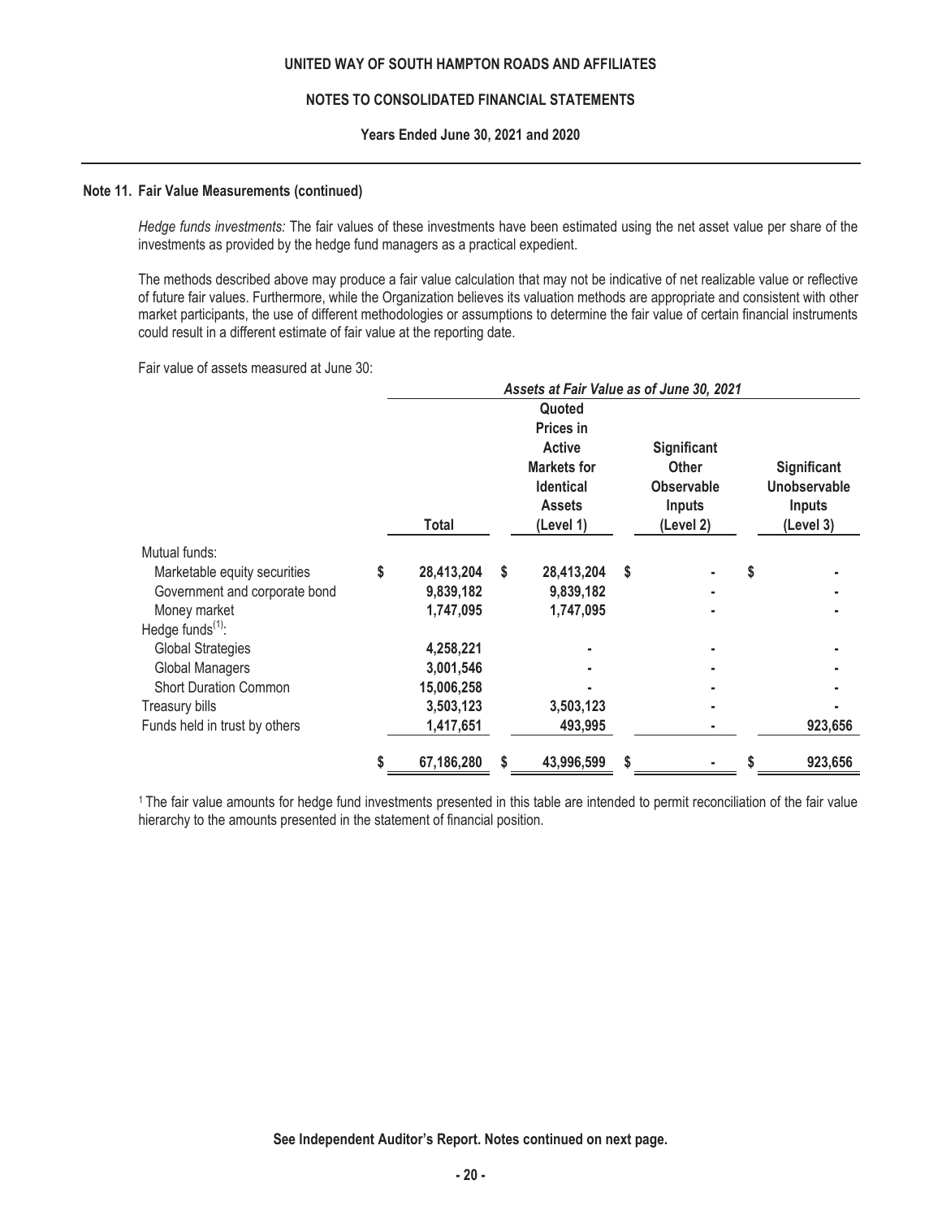**Note 11. Fair Value Measurements (continued)**

*Hedge funds investments:* The fair values of these investments have been estimated using the net asset value per share of the investments as provided by the hedge fund managers as a practical expedient.

The methods described above may produce a fair value calculation that may not be indicative of net realizable value or reflective of future fair values. Furthermore, while the Organization believes its valuation methods are appropriate and consistent with other market participants, the use of different methodologies or assumptions to determine the fair value of certain financial instruments could result in a different estimate of fair value at the reporting date.

Fair value of assets measured at June 30:

| | ***Assets at Fair Value as of June 30, 2021*** | | | |
|---|---|---|---|---|
| | **Total** | **Quoted Prices in Active Markets for Identical Assets (Level 1)** | **Significant Other Observable Inputs (Level 2)** | **Significant Unobservable Inputs (Level 3)** |
| Mutual funds: | | | | |
| Marketable equity securities | $ 28,413,204 | $ 28,413,204 | $ - | $ - |
| Government and corporate bond | 9,839,182 | 9,839,182 | - | - |
| Money market | 1,747,095 | 1,747,095 | - | - |
| Hedge funds[(1)]: | | | | |
| Global Strategies | 4,258,221 | - | - | - |
| Global Managers | 3,001,546 | - | - | - |
| Short Duration Common | 15,006,258 | - | - | - |
| Treasury bills | 3,503,123 | 3,503,123 | - | - |
| Funds held in trust by others | 1,417,651 | 493,995 | - | 923,656 |
| | $ 67,186,280 | $ 43,996,599 | $ - | $ 923,656 |

[1] The fair value amounts for hedge fund investments presented in this table are intended to permit reconciliation of the fair value hierarchy to the amounts presented in the statement of financial position.

**See Independent Auditor's Report. Notes continued on next page.**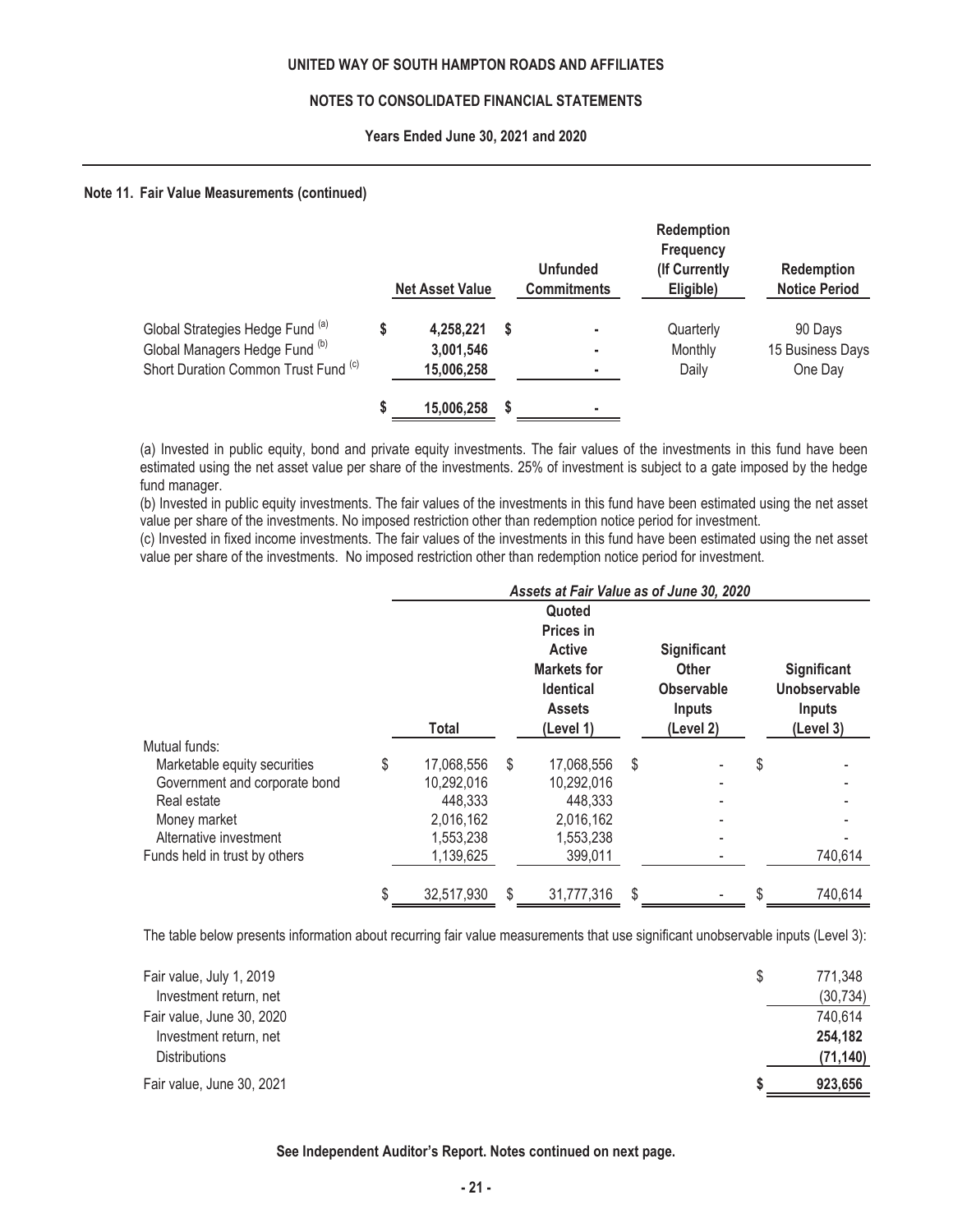## Note 11. Fair Value Measurements (continued)

| | Net Asset Value | Unfunded Commitments | Redemption Frequency (If Currently Eligible) | Redemption Notice Period |
|---|---|---|---|---|
| Global Strategies Hedge Fund [(a)] | $ **4,258,221** | $ **-** | Quarterly | 90 Days |
| Global Managers Hedge Fund [(b)] | **3,001,546** | **-** | Monthly | 15 Business Days |
| Short Duration Common Trust Fund [(c)] | **15,006,258** | **-** | Daily | One Day |
| | $ **15,006,258** | $ **-** | | |

(a) Invested in public equity, bond and private equity investments. The fair values of the investments in this fund have been estimated using the net asset value per share of the investments. 25% of investment is subject to a gate imposed by the hedge fund manager.
(b) Invested in public equity investments. The fair values of the investments in this fund have been estimated using the net asset value per share of the investments. No imposed restriction other than redemption notice period for investment.
(c) Invested in fixed income investments. The fair values of the investments in this fund have been estimated using the net asset value per share of the investments. No imposed restriction other than redemption notice period for investment.

| | *Assets at Fair Value as of June 30, 2020* | | | |
|---|---|---|---|---|
| | Total | Quoted Prices in Active Markets for Identical Assets (Level 1) | Significant Other Observable Inputs (Level 2) | Significant Unobservable Inputs (Level 3) |
| Mutual funds: | | | | |
| Marketable equity securities | $ 17,068,556 | $ 17,068,556 | $ - | $ - |
| Government and corporate bond | 10,292,016 | 10,292,016 | - | - |
| Real estate | 448,333 | 448,333 | - | - |
| Money market | 2,016,162 | 2,016,162 | - | - |
| Alternative investment | 1,553,238 | 1,553,238 | - | - |
| Funds held in trust by others | 1,139,625 | 399,011 | - | 740,614 |
| | $ 32,517,930 | $ 31,777,316 | $ - | $ 740,614 |

The table below presents information about recurring fair value measurements that use significant unobservable inputs (Level 3):

| | |
|---|---|
| Fair value, July 1, 2019 | $ 771,348 |
| Investment return, net | (30,734) |
| Fair value, June 30, 2020 | 740,614 |
| Investment return, net | **254,182** |
| Distributions | **(71,140)** |
| Fair value, June 30, 2021 | **$ 923,656** |

**See Independent Auditor's Report. Notes continued on next page.**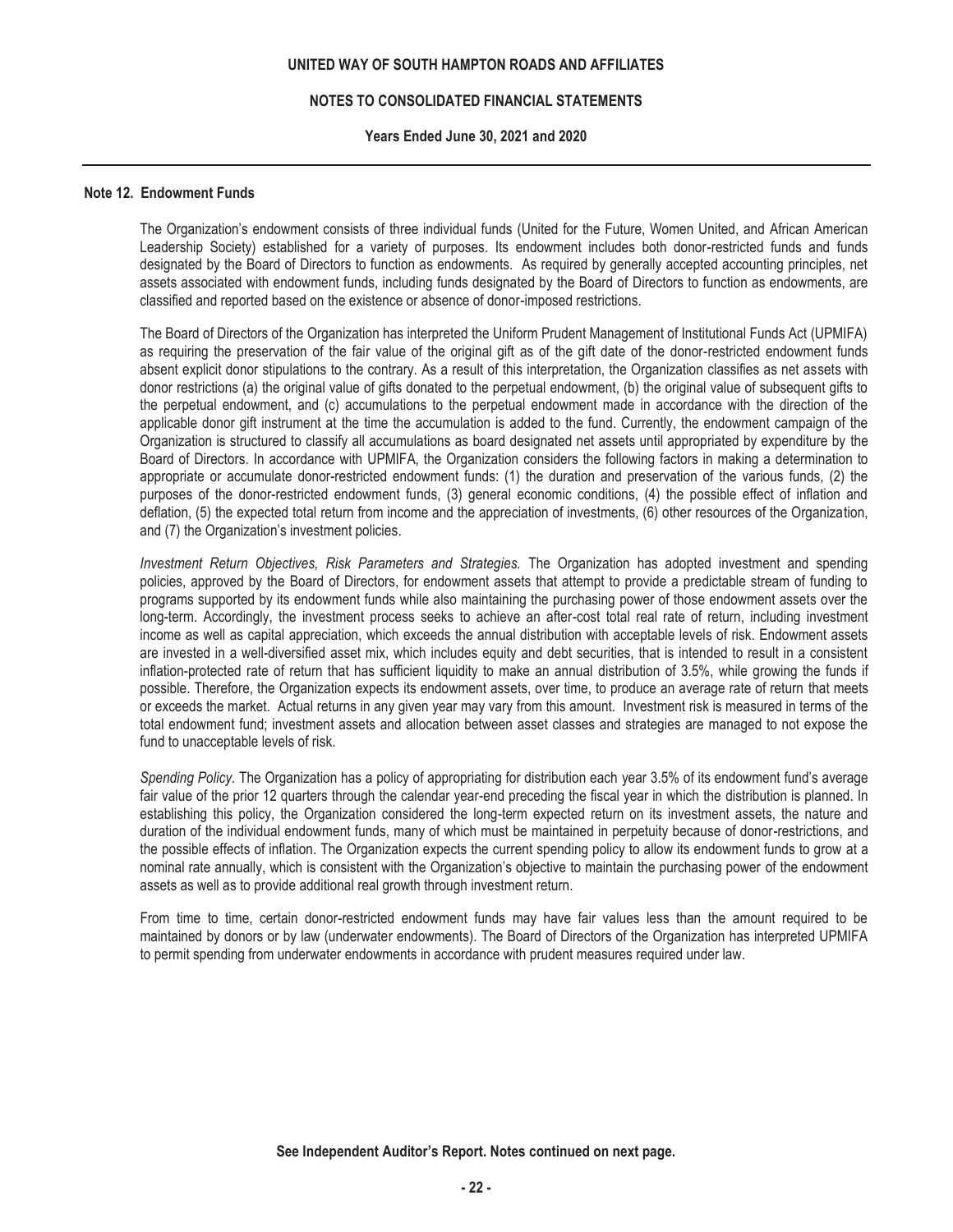### Note 12. Endowment Funds

The Organization's endowment consists of three individual funds (United for the Future, Women United, and African American Leadership Society) established for a variety of purposes. Its endowment includes both donor-restricted funds and funds designated by the Board of Directors to function as endowments. As required by generally accepted accounting principles, net assets associated with endowment funds, including funds designated by the Board of Directors to function as endowments, are classified and reported based on the existence or absence of donor-imposed restrictions.

The Board of Directors of the Organization has interpreted the Uniform Prudent Management of Institutional Funds Act (UPMIFA) as requiring the preservation of the fair value of the original gift as of the gift date of the donor-restricted endowment funds absent explicit donor stipulations to the contrary. As a result of this interpretation, the Organization classifies as net assets with donor restrictions (a) the original value of gifts donated to the perpetual endowment, (b) the original value of subsequent gifts to the perpetual endowment, and (c) accumulations to the perpetual endowment made in accordance with the direction of the applicable donor gift instrument at the time the accumulation is added to the fund. Currently, the endowment campaign of the Organization is structured to classify all accumulations as board designated net assets until appropriated by expenditure by the Board of Directors. In accordance with UPMIFA, the Organization considers the following factors in making a determination to appropriate or accumulate donor-restricted endowment funds: (1) the duration and preservation of the various funds, (2) the purposes of the donor-restricted endowment funds, (3) general economic conditions, (4) the possible effect of inflation and deflation, (5) the expected total return from income and the appreciation of investments, (6) other resources of the Organization, and (7) the Organization's investment policies.

*Investment Return Objectives, Risk Parameters and Strategies.* The Organization has adopted investment and spending policies, approved by the Board of Directors, for endowment assets that attempt to provide a predictable stream of funding to programs supported by its endowment funds while also maintaining the purchasing power of those endowment assets over the long-term. Accordingly, the investment process seeks to achieve an after-cost total real rate of return, including investment income as well as capital appreciation, which exceeds the annual distribution with acceptable levels of risk. Endowment assets are invested in a well-diversified asset mix, which includes equity and debt securities, that is intended to result in a consistent inflation-protected rate of return that has sufficient liquidity to make an annual distribution of 3.5%, while growing the funds if possible. Therefore, the Organization expects its endowment assets, over time, to produce an average rate of return that meets or exceeds the market. Actual returns in any given year may vary from this amount. Investment risk is measured in terms of the total endowment fund; investment assets and allocation between asset classes and strategies are managed to not expose the fund to unacceptable levels of risk.

*Spending Policy.* The Organization has a policy of appropriating for distribution each year 3.5% of its endowment fund's average fair value of the prior 12 quarters through the calendar year-end preceding the fiscal year in which the distribution is planned. In establishing this policy, the Organization considered the long-term expected return on its investment assets, the nature and duration of the individual endowment funds, many of which must be maintained in perpetuity because of donor-restrictions, and the possible effects of inflation. The Organization expects the current spending policy to allow its endowment funds to grow at a nominal rate annually, which is consistent with the Organization's objective to maintain the purchasing power of the endowment assets as well as to provide additional real growth through investment return.

From time to time, certain donor-restricted endowment funds may have fair values less than the amount required to be maintained by donors or by law (underwater endowments). The Board of Directors of the Organization has interpreted UPMIFA to permit spending from underwater endowments in accordance with prudent measures required under law.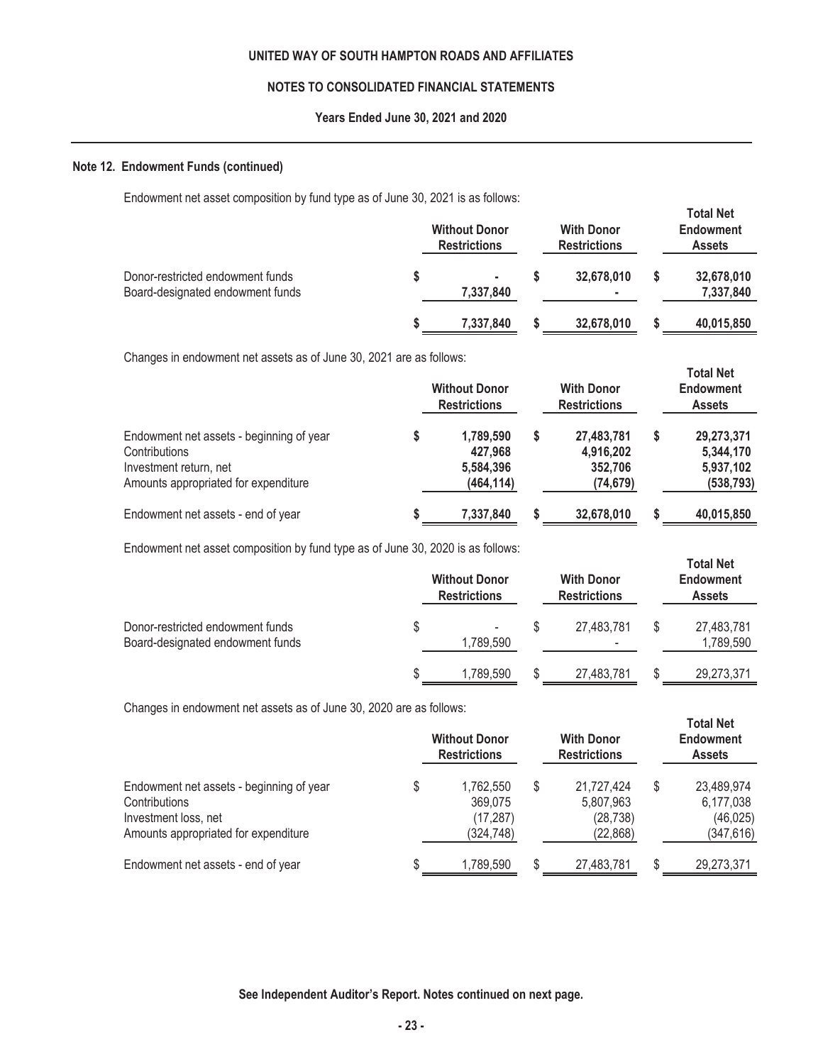## Note 12. Endowment Funds (continued)

Endowment net asset composition by fund type as of June 30, 2021 is as follows:

| | Without Donor Restrictions | With Donor Restrictions | Total Net Endowment Assets |
|---|---|---|---|
| Donor-restricted endowment funds | $ - | $ 32,678,010 | $ 32,678,010 |
| Board-designated endowment funds | 7,337,840 | - | 7,337,840 |
| | $ 7,337,840 | $ 32,678,010 | $ 40,015,850 |

Changes in endowment net assets as of June 30, 2021 are as follows:

| | Without Donor Restrictions | With Donor Restrictions | Total Net Endowment Assets |
|---|---|---|---|
| Endowment net assets - beginning of year | $ 1,789,590 | $ 27,483,781 | $ 29,273,371 |
| Contributions | 427,968 | 4,916,202 | 5,344,170 |
| Investment return, net | 5,584,396 | 352,706 | 5,937,102 |
| Amounts appropriated for expenditure | (464,114) | (74,679) | (538,793) |
| Endowment net assets - end of year | $ 7,337,840 | $ 32,678,010 | $ 40,015,850 |

Endowment net asset composition by fund type as of June 30, 2020 is as follows:

| | Without Donor Restrictions | With Donor Restrictions | Total Net Endowment Assets |
|---|---|---|---|
| Donor-restricted endowment funds | $ - | $ 27,483,781 | $ 27,483,781 |
| Board-designated endowment funds | 1,789,590 | - | 1,789,590 |
| | $ 1,789,590 | $ 27,483,781 | $ 29,273,371 |

Changes in endowment net assets as of June 30, 2020 are as follows:

| | Without Donor Restrictions | With Donor Restrictions | Total Net Endowment Assets |
|---|---|---|---|
| Endowment net assets - beginning of year | $ 1,762,550 | $ 21,727,424 | $ 23,489,974 |
| Contributions | 369,075 | 5,807,963 | 6,177,038 |
| Investment loss, net | (17,287) | (28,738) | (46,025) |
| Amounts appropriated for expenditure | (324,748) | (22,868) | (347,616) |
| Endowment net assets - end of year | $ 1,789,590 | $ 27,483,781 | $ 29,273,371 |

**See Independent Auditor's Report. Notes continued on next page.**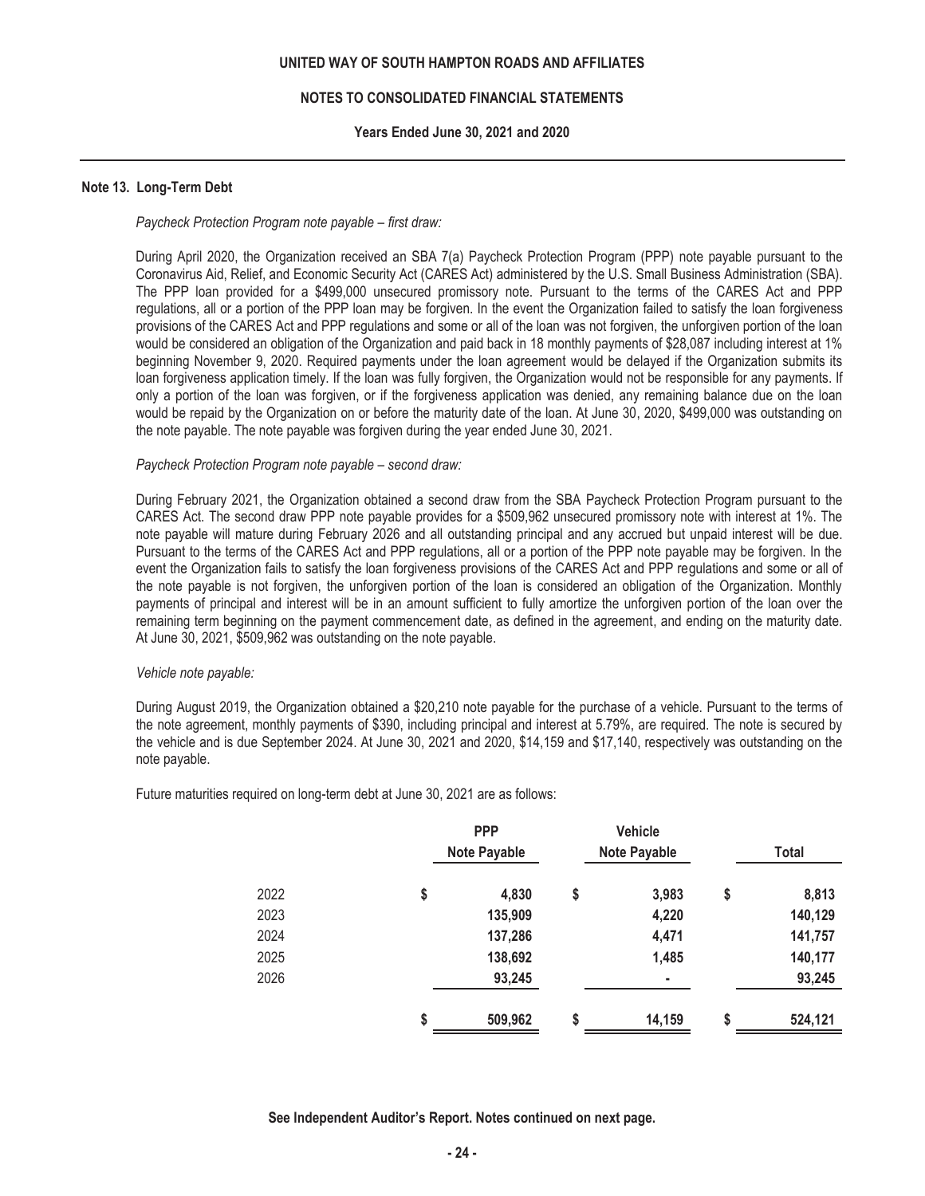### Note 13. Long-Term Debt

*Paycheck Protection Program note payable – first draw:*

During April 2020, the Organization received an SBA 7(a) Paycheck Protection Program (PPP) note payable pursuant to the Coronavirus Aid, Relief, and Economic Security Act (CARES Act) administered by the U.S. Small Business Administration (SBA). The PPP loan provided for a $499,000 unsecured promissory note. Pursuant to the terms of the CARES Act and PPP regulations, all or a portion of the PPP loan may be forgiven. In the event the Organization failed to satisfy the loan forgiveness provisions of the CARES Act and PPP regulations and some or all of the loan was not forgiven, the unforgiven portion of the loan would be considered an obligation of the Organization and paid back in 18 monthly payments of $28,087 including interest at 1% beginning November 9, 2020. Required payments under the loan agreement would be delayed if the Organization submits its loan forgiveness application timely. If the loan was fully forgiven, the Organization would not be responsible for any payments. If only a portion of the loan was forgiven, or if the forgiveness application was denied, any remaining balance due on the loan would be repaid by the Organization on or before the maturity date of the loan. At June 30, 2020, $499,000 was outstanding on the note payable. The note payable was forgiven during the year ended June 30, 2021.

*Paycheck Protection Program note payable – second draw:*

During February 2021, the Organization obtained a second draw from the SBA Paycheck Protection Program pursuant to the CARES Act. The second draw PPP note payable provides for a $509,962 unsecured promissory note with interest at 1%. The note payable will mature during February 2026 and all outstanding principal and any accrued but unpaid interest will be due. Pursuant to the terms of the CARES Act and PPP regulations, all or a portion of the PPP note payable may be forgiven. In the event the Organization fails to satisfy the loan forgiveness provisions of the CARES Act and PPP regulations and some or all of the note payable is not forgiven, the unforgiven portion of the loan is considered an obligation of the Organization. Monthly payments of principal and interest will be in an amount sufficient to fully amortize the unforgiven portion of the loan over the remaining term beginning on the payment commencement date, as defined in the agreement, and ending on the maturity date. At June 30, 2021, $509,962 was outstanding on the note payable.

*Vehicle note payable:*

During August 2019, the Organization obtained a $20,210 note payable for the purchase of a vehicle. Pursuant to the terms of the note agreement, monthly payments of $390, including principal and interest at 5.79%, are required. The note is secured by the vehicle and is due September 2024. At June 30, 2021 and 2020, $14,159 and $17,140, respectively was outstanding on the note payable.

Future maturities required on long-term debt at June 30, 2021 are as follows:

| | PPP Note Payable | Vehicle Note Payable | Total |
|---|---|---|---|
| 2022 | $ 4,830 | $ 3,983 | $ 8,813 |
| 2023 | 135,909 | 4,220 | 140,129 |
| 2024 | 137,286 | 4,471 | 141,757 |
| 2025 | 138,692 | 1,485 | 140,177 |
| 2026 | 93,245 | - | 93,245 |
| | $ 509,962 | $ 14,159 | $ 524,121 |

**See Independent Auditor's Report. Notes continued on next page.**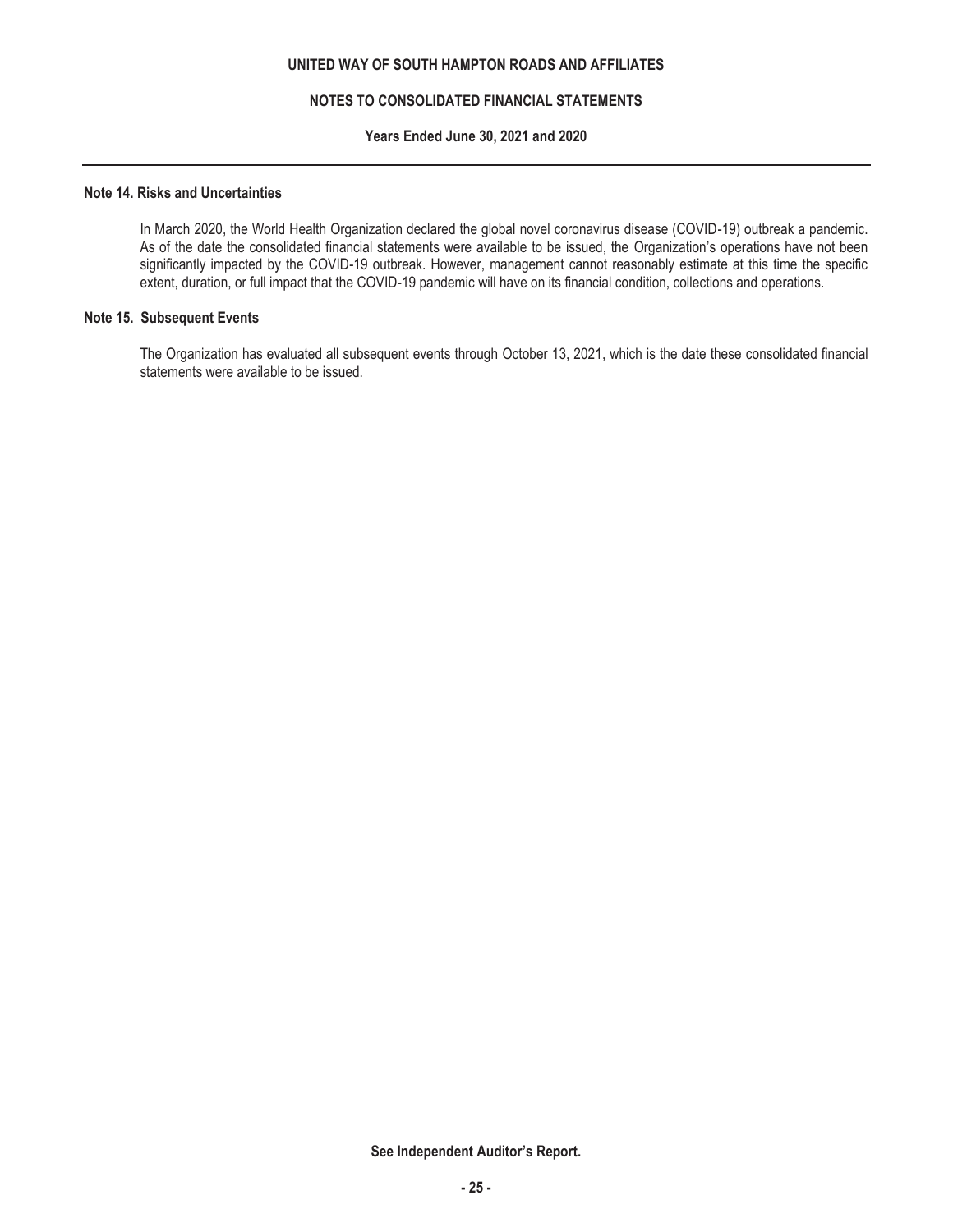## Note 14. Risks and Uncertainties

In March 2020, the World Health Organization declared the global novel coronavirus disease (COVID-19) outbreak a pandemic. As of the date the consolidated financial statements were available to be issued, the Organization's operations have not been significantly impacted by the COVID-19 outbreak. However, management cannot reasonably estimate at this time the specific extent, duration, or full impact that the COVID-19 pandemic will have on its financial condition, collections and operations.

## Note 15. Subsequent Events

The Organization has evaluated all subsequent events through October 13, 2021, which is the date these consolidated financial statements were available to be issued.

**See Independent Auditor's Report.**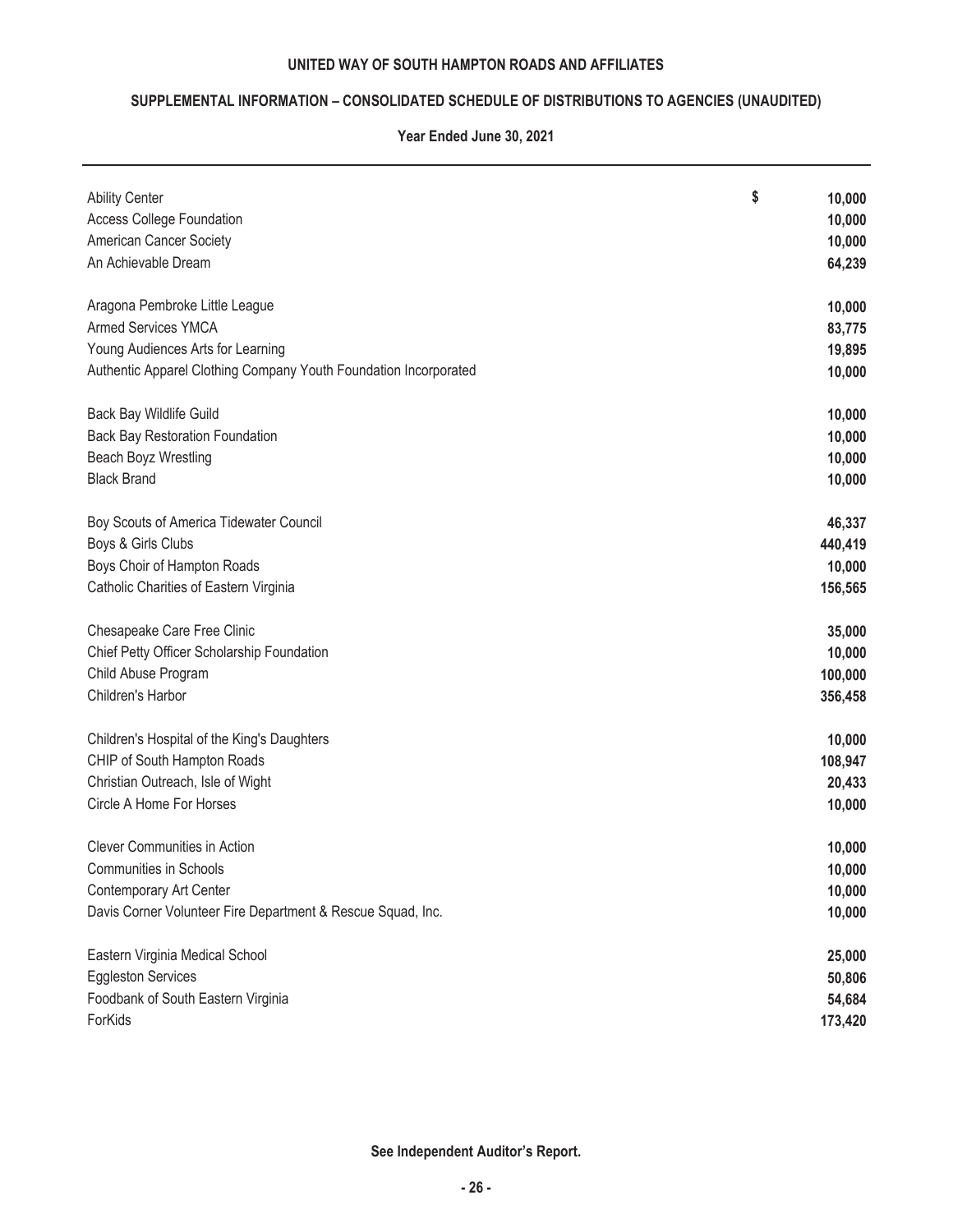**UNITED WAY OF SOUTH HAMPTON ROADS AND AFFILIATES**

**SUPPLEMENTAL INFORMATION – CONSOLIDATED SCHEDULE OF DISTRIBUTIONS TO AGENCIES (UNAUDITED)**

**Year Ended June 30, 2021**

| | |
|---|---|
| Ability Center | $ 10,000 |
| Access College Foundation | 10,000 |
| American Cancer Society | 10,000 |
| An Achievable Dream | 64,239 |
| Aragona Pembroke Little League | 10,000 |
| Armed Services YMCA | 83,775 |
| Young Audiences Arts for Learning | 19,895 |
| Authentic Apparel Clothing Company Youth Foundation Incorporated | 10,000 |
| Back Bay Wildlife Guild | 10,000 |
| Back Bay Restoration Foundation | 10,000 |
| Beach Boyz Wrestling | 10,000 |
| Black Brand | 10,000 |
| Boy Scouts of America Tidewater Council | 46,337 |
| Boys & Girls Clubs | 440,419 |
| Boys Choir of Hampton Roads | 10,000 |
| Catholic Charities of Eastern Virginia | 156,565 |
| Chesapeake Care Free Clinic | 35,000 |
| Chief Petty Officer Scholarship Foundation | 10,000 |
| Child Abuse Program | 100,000 |
| Children's Harbor | 356,458 |
| Children's Hospital of the King's Daughters | 10,000 |
| CHIP of South Hampton Roads | 108,947 |
| Christian Outreach, Isle of Wight | 20,433 |
| Circle A Home For Horses | 10,000 |
| Clever Communities in Action | 10,000 |
| Communities in Schools | 10,000 |
| Contemporary Art Center | 10,000 |
| Davis Corner Volunteer Fire Department & Rescue Squad, Inc. | 10,000 |
| Eastern Virginia Medical School | 25,000 |
| Eggleston Services | 50,806 |
| Foodbank of South Eastern Virginia | 54,684 |
| ForKids | 173,420 |

**See Independent Auditor's Report.**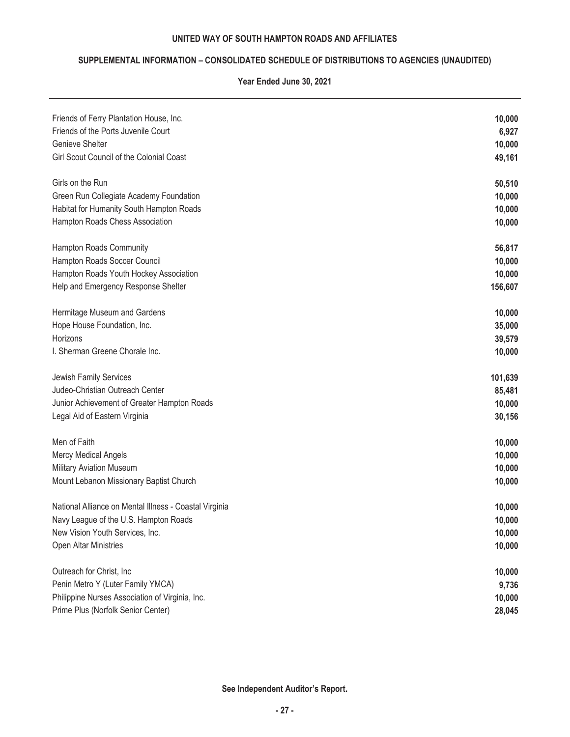**UNITED WAY OF SOUTH HAMPTON ROADS AND AFFILIATES**

**SUPPLEMENTAL INFORMATION – CONSOLIDATED SCHEDULE OF DISTRIBUTIONS TO AGENCIES (UNAUDITED)**

**Year Ended June 30, 2021**

| | |
|---|---|
| Friends of Ferry Plantation House, Inc. | 10,000 |
| Friends of the Ports Juvenile Court | 6,927 |
| Genieve Shelter | 10,000 |
| Girl Scout Council of the Colonial Coast | 49,161 |
| Girls on the Run | 50,510 |
| Green Run Collegiate Academy Foundation | 10,000 |
| Habitat for Humanity South Hampton Roads | 10,000 |
| Hampton Roads Chess Association | 10,000 |
| Hampton Roads Community | 56,817 |
| Hampton Roads Soccer Council | 10,000 |
| Hampton Roads Youth Hockey Association | 10,000 |
| Help and Emergency Response Shelter | 156,607 |
| Hermitage Museum and Gardens | 10,000 |
| Hope House Foundation, Inc. | 35,000 |
| Horizons | 39,579 |
| I. Sherman Greene Chorale Inc. | 10,000 |
| Jewish Family Services | 101,639 |
| Judeo-Christian Outreach Center | 85,481 |
| Junior Achievement of Greater Hampton Roads | 10,000 |
| Legal Aid of Eastern Virginia | 30,156 |
| Men of Faith | 10,000 |
| Mercy Medical Angels | 10,000 |
| Military Aviation Museum | 10,000 |
| Mount Lebanon Missionary Baptist Church | 10,000 |
| National Alliance on Mental Illness - Coastal Virginia | 10,000 |
| Navy League of the U.S. Hampton Roads | 10,000 |
| New Vision Youth Services, Inc. | 10,000 |
| Open Altar Ministries | 10,000 |
| Outreach for Christ, Inc | 10,000 |
| Penin Metro Y (Luter Family YMCA) | 9,736 |
| Philippine Nurses Association of Virginia, Inc. | 10,000 |
| Prime Plus (Norfolk Senior Center) | 28,045 |

**See Independent Auditor's Report.**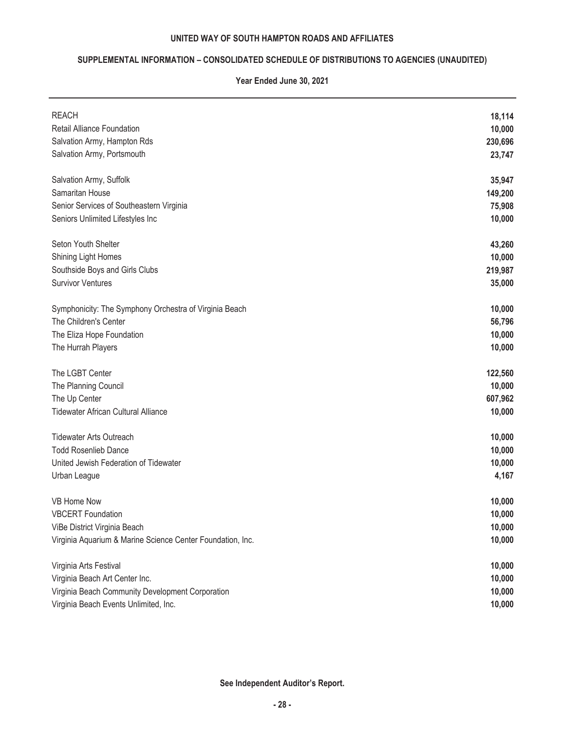**UNITED WAY OF SOUTH HAMPTON ROADS AND AFFILIATES**

**SUPPLEMENTAL INFORMATION – CONSOLIDATED SCHEDULE OF DISTRIBUTIONS TO AGENCIES (UNAUDITED)**

**Year Ended June 30, 2021**

| | |
|---|---:|
| REACH | **18,114** |
| Retail Alliance Foundation | **10,000** |
| Salvation Army, Hampton Rds | **230,696** |
| Salvation Army, Portsmouth | **23,747** |
| Salvation Army, Suffolk | **35,947** |
| Samaritan House | **149,200** |
| Senior Services of Southeastern Virginia | **75,908** |
| Seniors Unlimited Lifestyles Inc | **10,000** |
| Seton Youth Shelter | **43,260** |
| Shining Light Homes | **10,000** |
| Southside Boys and Girls Clubs | **219,987** |
| Survivor Ventures | **35,000** |
| Symphonicity: The Symphony Orchestra of Virginia Beach | **10,000** |
| The Children's Center | **56,796** |
| The Eliza Hope Foundation | **10,000** |
| The Hurrah Players | **10,000** |
| The LGBT Center | **122,560** |
| The Planning Council | **10,000** |
| The Up Center | **607,962** |
| Tidewater African Cultural Alliance | **10,000** |
| Tidewater Arts Outreach | **10,000** |
| Todd Rosenlieb Dance | **10,000** |
| United Jewish Federation of Tidewater | **10,000** |
| Urban League | **4,167** |
| VB Home Now | **10,000** |
| VBCERT Foundation | **10,000** |
| ViBe District Virginia Beach | **10,000** |
| Virginia Aquarium & Marine Science Center Foundation, Inc. | **10,000** |
| Virginia Arts Festival | **10,000** |
| Virginia Beach Art Center Inc. | **10,000** |
| Virginia Beach Community Development Corporation | **10,000** |
| Virginia Beach Events Unlimited, Inc. | **10,000** |

**See Independent Auditor's Report.**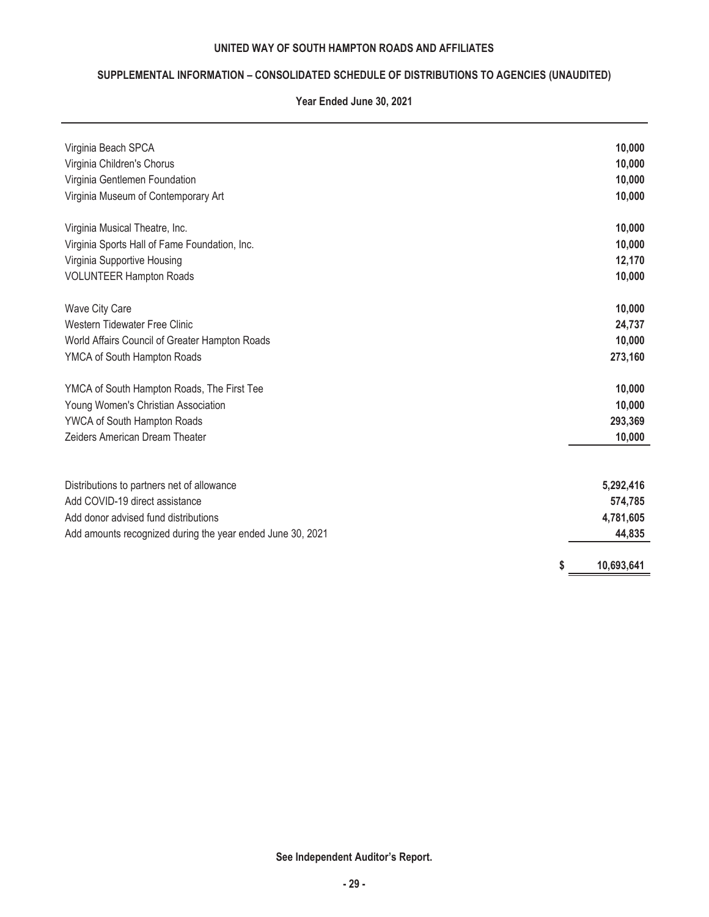**UNITED WAY OF SOUTH HAMPTON ROADS AND AFFILIATES**

**SUPPLEMENTAL INFORMATION – CONSOLIDATED SCHEDULE OF DISTRIBUTIONS TO AGENCIES (UNAUDITED)**

**Year Ended June 30, 2021**

| | |
|---|---|
| Virginia Beach SPCA | 10,000 |
| Virginia Children's Chorus | 10,000 |
| Virginia Gentlemen Foundation | 10,000 |
| Virginia Museum of Contemporary Art | 10,000 |
| Virginia Musical Theatre, Inc. | 10,000 |
| Virginia Sports Hall of Fame Foundation, Inc. | 10,000 |
| Virginia Supportive Housing | 12,170 |
| VOLUNTEER Hampton Roads | 10,000 |
| Wave City Care | 10,000 |
| Western Tidewater Free Clinic | 24,737 |
| World Affairs Council of Greater Hampton Roads | 10,000 |
| YMCA of South Hampton Roads | 273,160 |
| YMCA of South Hampton Roads, The First Tee | 10,000 |
| Young Women's Christian Association | 10,000 |
| YWCA of South Hampton Roads | 293,369 |
| Zeiders American Dream Theater | 10,000 |
| Distributions to partners net of allowance | 5,292,416 |
| Add COVID-19 direct assistance | 574,785 |
| Add donor advised fund distributions | 4,781,605 |
| Add amounts recognized during the year ended June 30, 2021 | 44,835 |
| | $ 10,693,641 |

**See Independent Auditor's Report.**